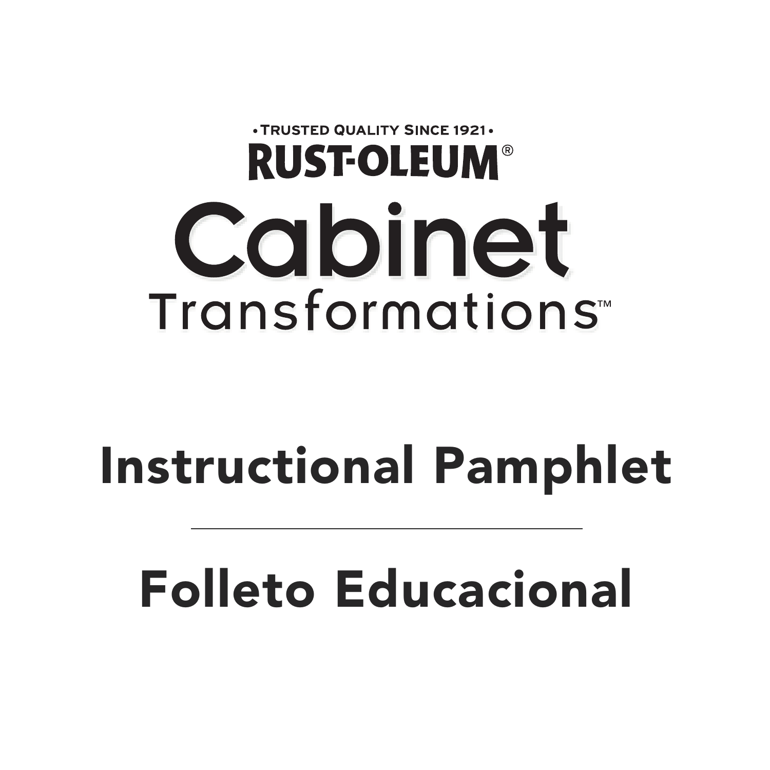•TRUSTED QUALITY SINCE 1921•

RUST-OLEUM®

# Cabinet Transformations™

## Instructional Pamphlet

---

## Folleto Educacional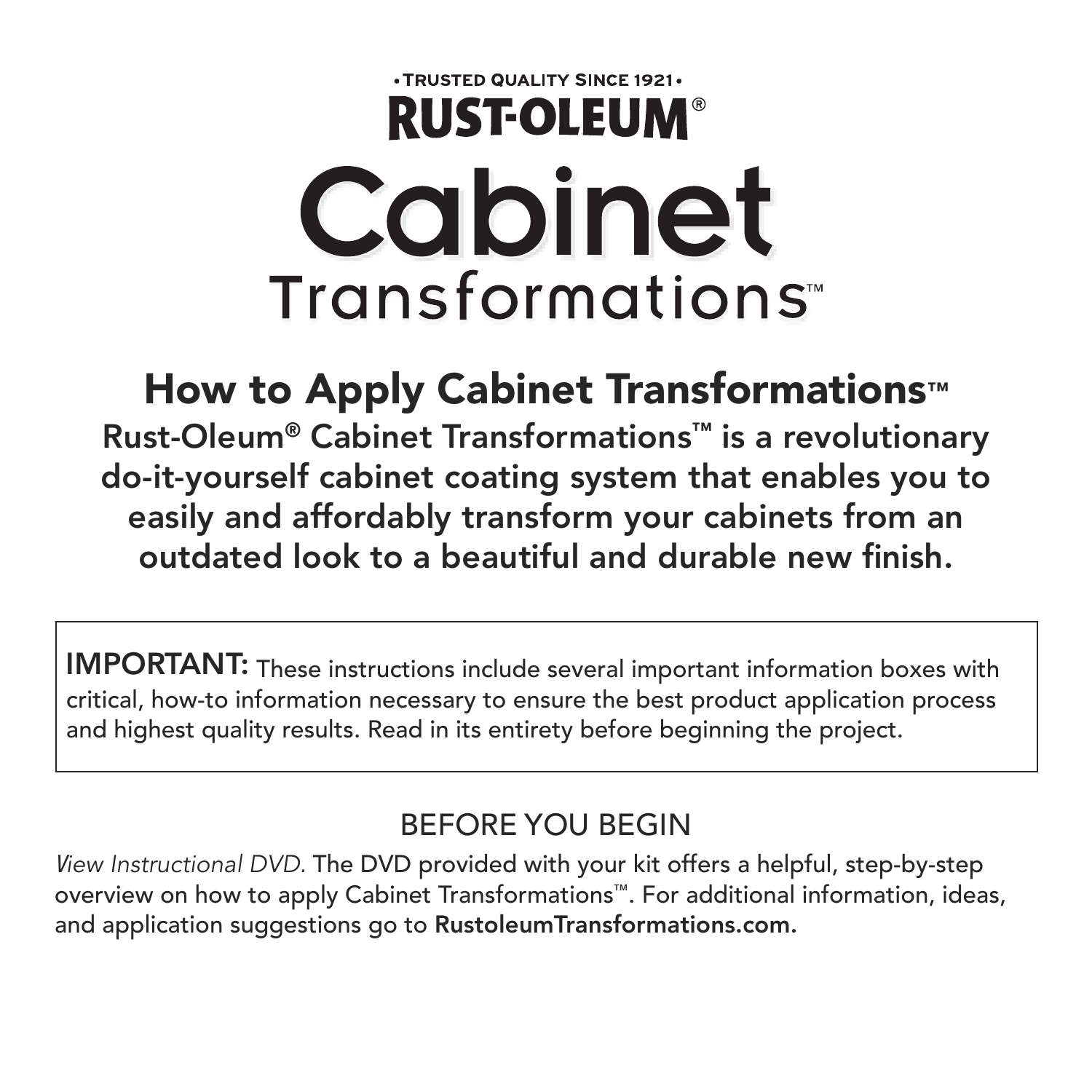•TRUSTED QUALITY SINCE 1921•

**RUST-OLEUM®**

# Cabinet Transformations™

## How to Apply Cabinet Transformations™

**Rust-Oleum® Cabinet Transformations™ is a revolutionary do-it-yourself cabinet coating system that enables you to easily and affordably transform your cabinets from an outdated look to a beautiful and durable new finish.**

> **IMPORTANT:** These instructions include several important information boxes with critical, how-to information necessary to ensure the best product application process and highest quality results. Read in its entirety before beginning the project.

### BEFORE YOU BEGIN

*View Instructional DVD.* The DVD provided with your kit offers a helpful, step-by-step overview on how to apply Cabinet Transformations™. For additional information, ideas, and application suggestions go to **RustoleumTransformations.com.**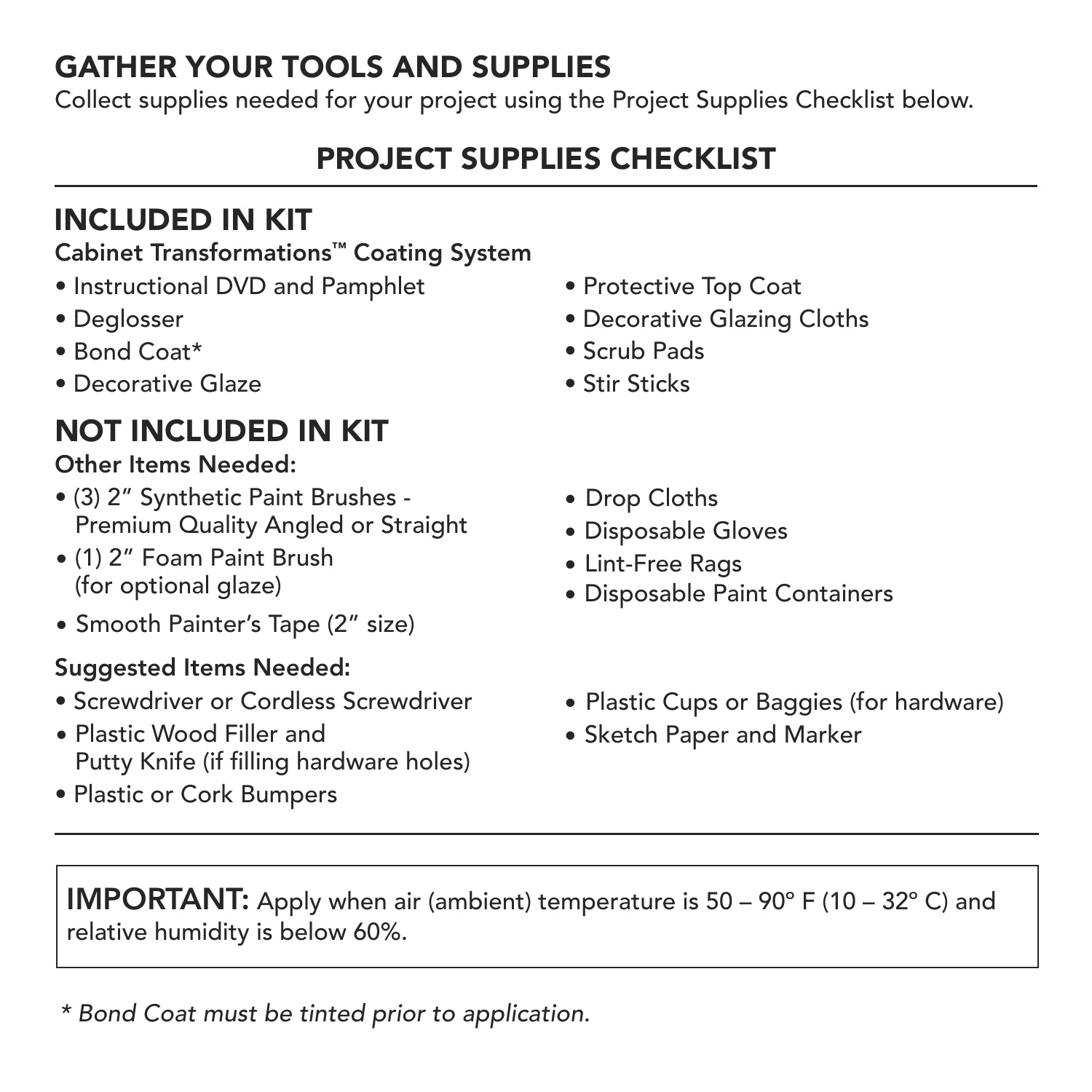## GATHER YOUR TOOLS AND SUPPLIES

Collect supplies needed for your project using the Project Supplies Checklist below.

## PROJECT SUPPLIES CHECKLIST

### INCLUDED IN KIT

**Cabinet Transformations™ Coating System**

- Instructional DVD and Pamphlet
- Deglosser
- Bond Coat*
- Decorative Glaze
- Protective Top Coat
- Decorative Glazing Cloths
- Scrub Pads
- Stir Sticks

### NOT INCLUDED IN KIT

**Other Items Needed:**

- (3) 2" Synthetic Paint Brushes - Premium Quality Angled or Straight
- (1) 2" Foam Paint Brush (for optional glaze)
- Smooth Painter's Tape (2" size)
- Drop Cloths
- Disposable Gloves
- Lint-Free Rags
- Disposable Paint Containers

**Suggested Items Needed:**

- Screwdriver or Cordless Screwdriver
- Plastic Wood Filler and Putty Knife (if filling hardware holes)
- Plastic or Cork Bumpers
- Plastic Cups or Baggies (for hardware)
- Sketch Paper and Marker

**IMPORTANT:** Apply when air (ambient) temperature is 50 – 90° F (10 – 32° C) and relative humidity is below 60%.

*\* Bond Coat must be tinted prior to application.*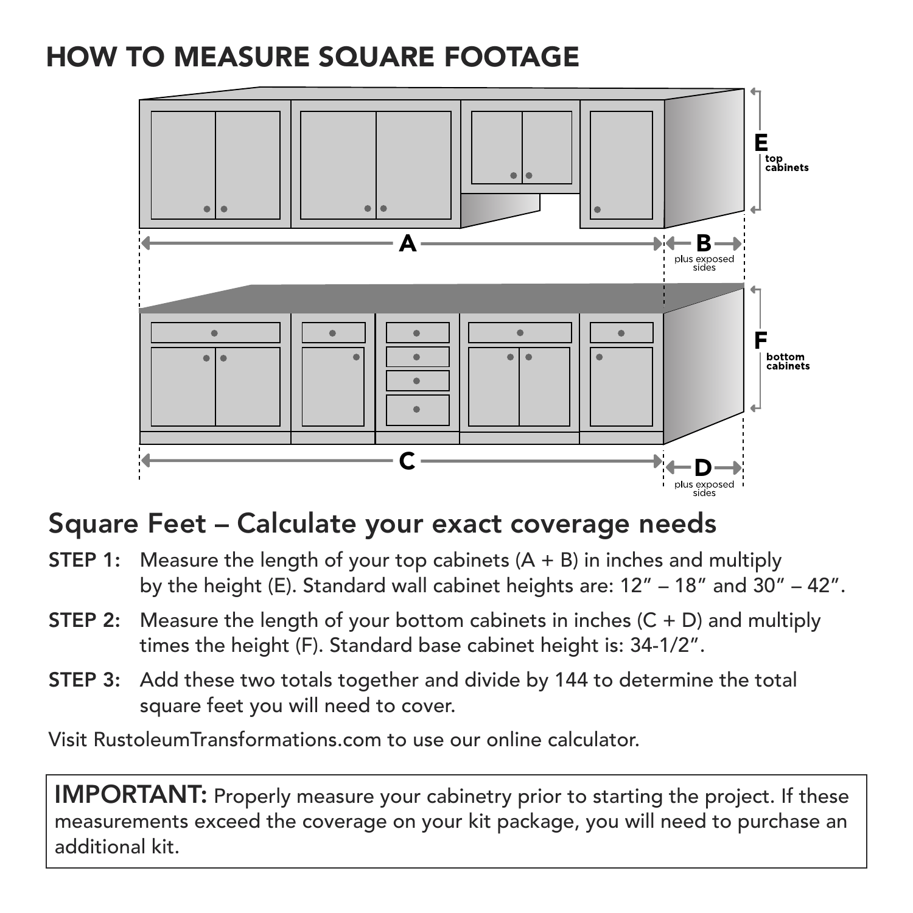# HOW TO MEASURE SQUARE FOOTAGE

## Square Feet – Calculate your exact coverage needs

**STEP 1:** Measure the length of your top cabinets (A + B) in inches and multiply by the height (E). Standard wall cabinet heights are: 12″ – 18″ and 30″ – 42″.

**STEP 2:** Measure the length of your bottom cabinets in inches (C + D) and multiply times the height (F). Standard base cabinet height is: 34-1/2″.

**STEP 3:** Add these two totals together and divide by 144 to determine the total square feet you will need to cover.

Visit RustoleumTransformations.com to use our online calculator.

**IMPORTANT:** Properly measure your cabinetry prior to starting the project. If these measurements exceed the coverage on your kit package, you will need to purchase an additional kit.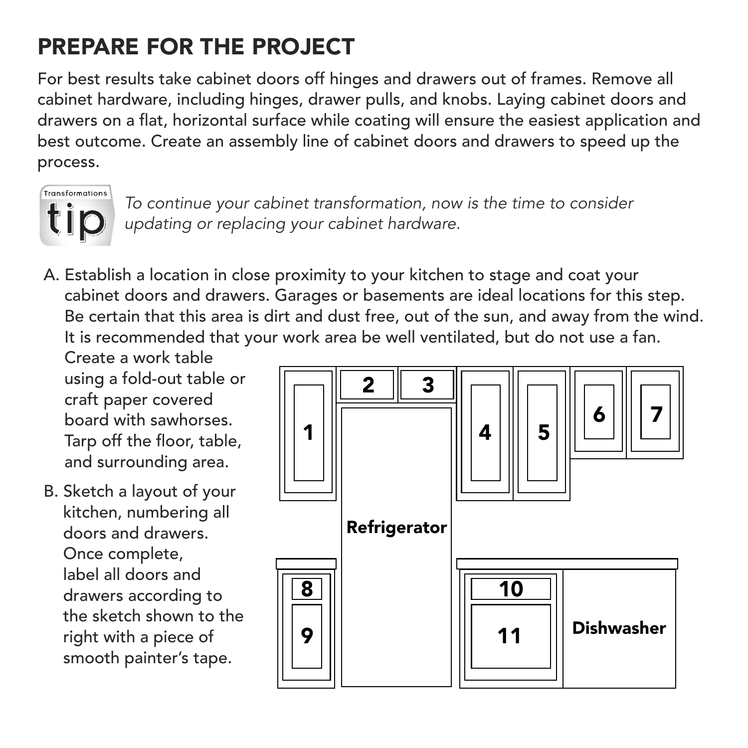# PREPARE FOR THE PROJECT

For best results take cabinet doors off hinges and drawers out of frames. Remove all cabinet hardware, including hinges, drawer pulls, and knobs. Laying cabinet doors and drawers on a flat, horizontal surface while coating will ensure the easiest application and best outcome. Create an assembly line of cabinet doors and drawers to speed up the process.

Transformations tip — *To continue your cabinet transformation, now is the time to consider updating or replacing your cabinet hardware.*

A. Establish a location in close proximity to your kitchen to stage and coat your cabinet doors and drawers. Garages or basements are ideal locations for this step. Be certain that this area is dirt and dust free, out of the sun, and away from the wind. It is recommended that your work area be well ventilated, but do not use a fan. Create a work table using a fold-out table or craft paper covered board with sawhorses. Tarp off the floor, table, and surrounding area.

B. Sketch a layout of your kitchen, numbering all doors and drawers. Once complete, label all doors and drawers according to the sketch shown to the right with a piece of smooth painter's tape.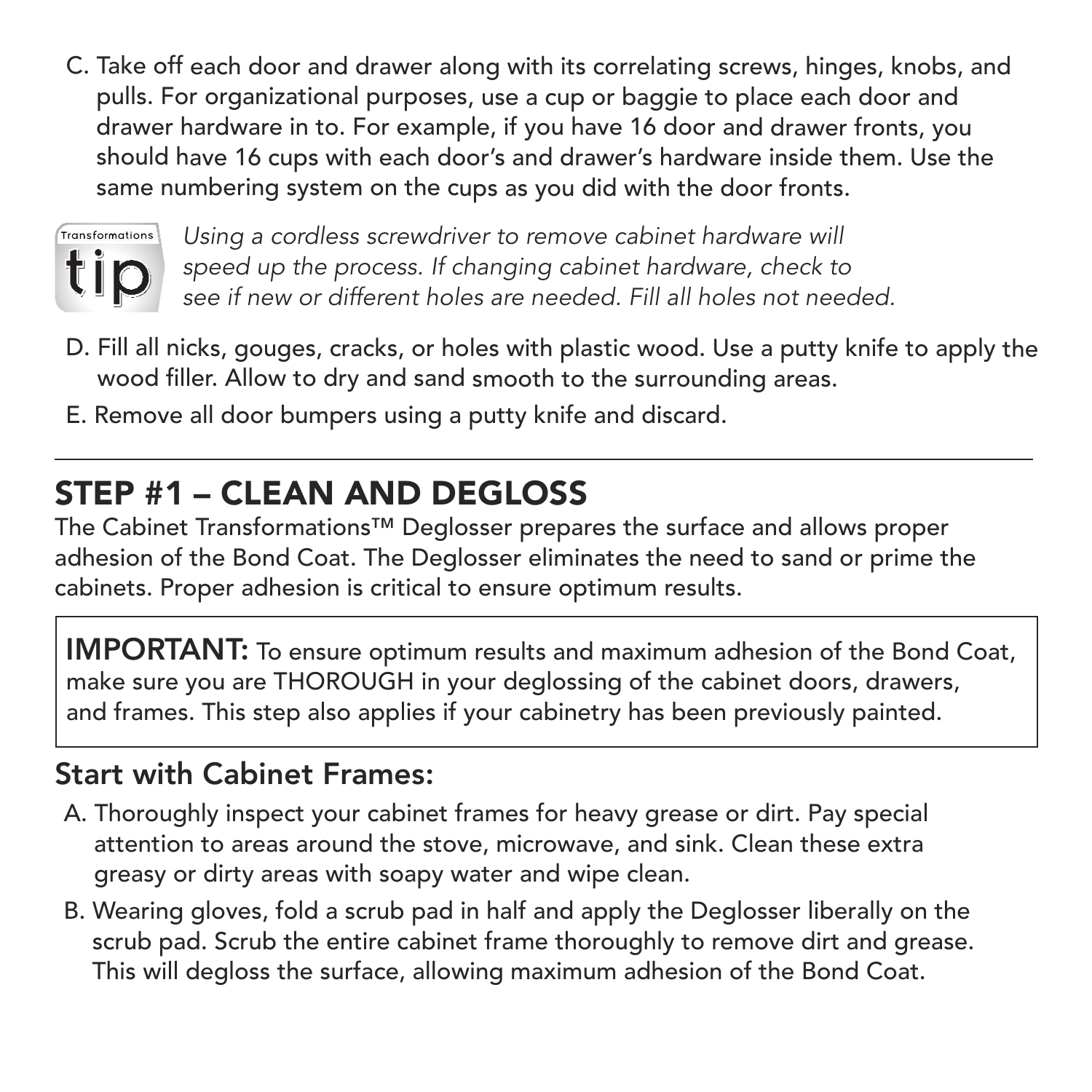C. Take off each door and drawer along with its correlating screws, hinges, knobs, and pulls. For organizational purposes, use a cup or baggie to place each door and drawer hardware in to. For example, if you have 16 door and drawer fronts, you should have 16 cups with each door's and drawer's hardware inside them. Use the same numbering system on the cups as you did with the door fronts.

**Transformations tip**

*Using a cordless screwdriver to remove cabinet hardware will speed up the process. If changing cabinet hardware, check to see if new or different holes are needed. Fill all holes not needed.*

D. Fill all nicks, gouges, cracks, or holes with plastic wood. Use a putty knife to apply the wood filler. Allow to dry and sand smooth to the surrounding areas.

E. Remove all door bumpers using a putty knife and discard.

---

## STEP #1 – CLEAN AND DEGLOSS

The Cabinet Transformations™ Deglosser prepares the surface and allows proper adhesion of the Bond Coat. The Deglosser eliminates the need to sand or prime the cabinets. Proper adhesion is critical to ensure optimum results.

**IMPORTANT:** To ensure optimum results and maximum adhesion of the Bond Coat, make sure you are THOROUGH in your deglossing of the cabinet doors, drawers, and frames. This step also applies if your cabinetry has been previously painted.

### Start with Cabinet Frames:

A. Thoroughly inspect your cabinet frames for heavy grease or dirt. Pay special attention to areas around the stove, microwave, and sink. Clean these extra greasy or dirty areas with soapy water and wipe clean.

B. Wearing gloves, fold a scrub pad in half and apply the Deglosser liberally on the scrub pad. Scrub the entire cabinet frame thoroughly to remove dirt and grease. This will degloss the surface, allowing maximum adhesion of the Bond Coat.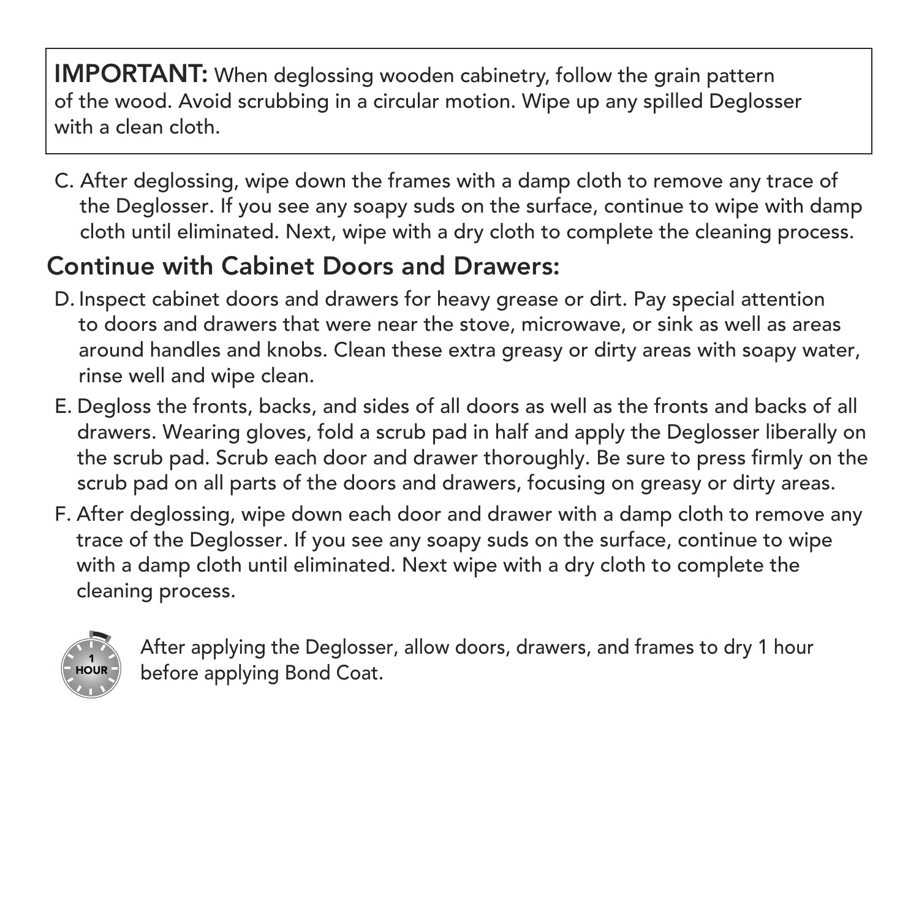**IMPORTANT:** When deglossing wooden cabinetry, follow the grain pattern of the wood. Avoid scrubbing in a circular motion. Wipe up any spilled Deglosser with a clean cloth.

C. After deglossing, wipe down the frames with a damp cloth to remove any trace of the Deglosser. If you see any soapy suds on the surface, continue to wipe with damp cloth until eliminated. Next, wipe with a dry cloth to complete the cleaning process.

## Continue with Cabinet Doors and Drawers:

D. Inspect cabinet doors and drawers for heavy grease or dirt. Pay special attention to doors and drawers that were near the stove, microwave, or sink as well as areas around handles and knobs. Clean these extra greasy or dirty areas with soapy water, rinse well and wipe clean.

E. Degloss the fronts, backs, and sides of all doors as well as the fronts and backs of all drawers. Wearing gloves, fold a scrub pad in half and apply the Deglosser liberally on the scrub pad. Scrub each door and drawer thoroughly. Be sure to press firmly on the scrub pad on all parts of the doors and drawers, focusing on greasy or dirty areas.

F. After deglossing, wipe down each door and drawer with a damp cloth to remove any trace of the Deglosser. If you see any soapy suds on the surface, continue to wipe with a damp cloth until eliminated. Next wipe with a dry cloth to complete the cleaning process.

1 HOUR

After applying the Deglosser, allow doors, drawers, and frames to dry 1 hour before applying Bond Coat.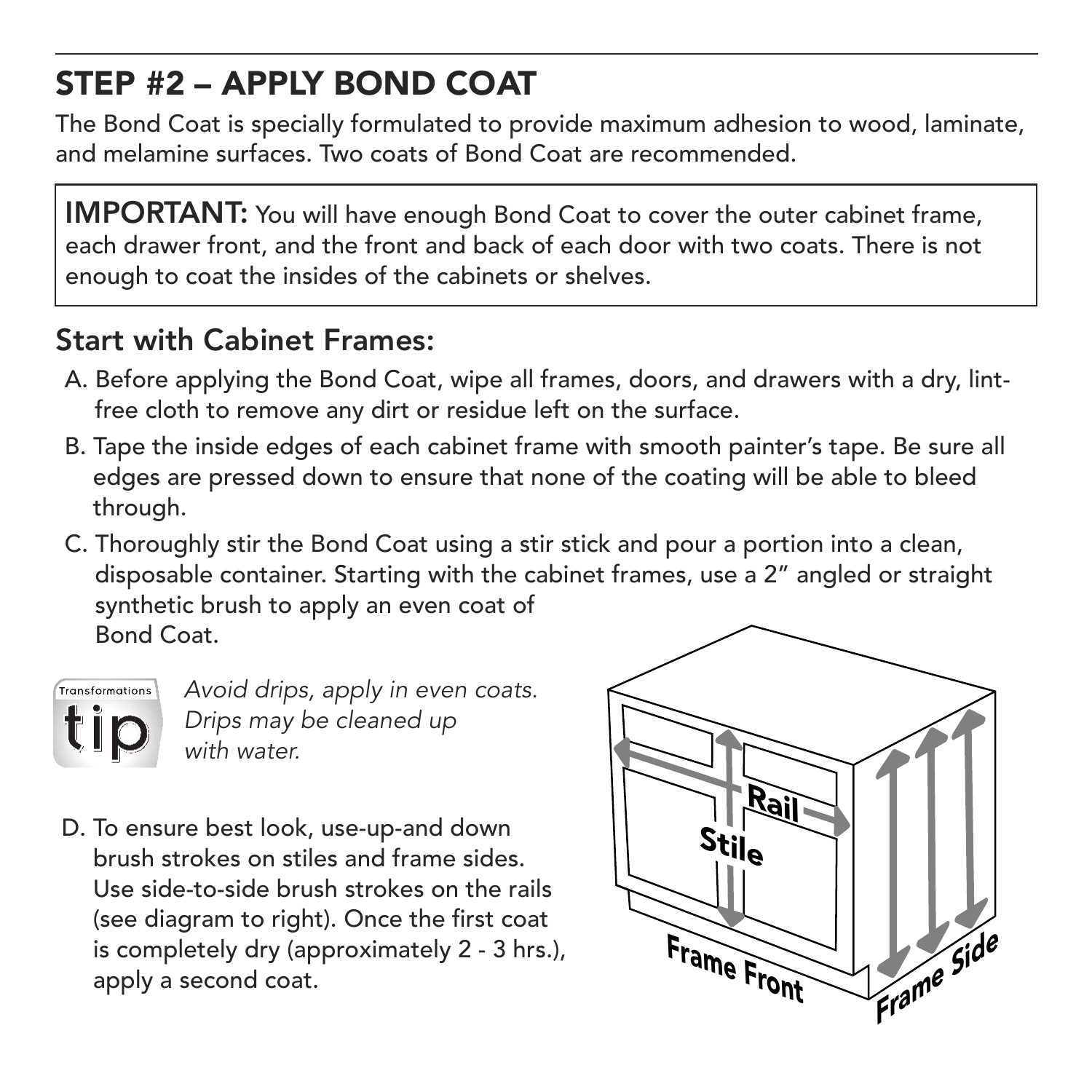## STEP #2 – APPLY BOND COAT

The Bond Coat is specially formulated to provide maximum adhesion to wood, laminate, and melamine surfaces. Two coats of Bond Coat are recommended.

**IMPORTANT:** You will have enough Bond Coat to cover the outer cabinet frame, each drawer front, and the front and back of each door with two coats. There is not enough to coat the insides of the cabinets or shelves.

### Start with Cabinet Frames:

A. Before applying the Bond Coat, wipe all frames, doors, and drawers with a dry, lint-free cloth to remove any dirt or residue left on the surface.

B. Tape the inside edges of each cabinet frame with smooth painter's tape. Be sure all edges are pressed down to ensure that none of the coating will be able to bleed through.

C. Thoroughly stir the Bond Coat using a stir stick and pour a portion into a clean, disposable container. Starting with the cabinet frames, use a 2" angled or straight synthetic brush to apply an even coat of Bond Coat.

Transformations tip: *Avoid drips, apply in even coats. Drips may be cleaned up with water.*

D. To ensure best look, use-up-and down brush strokes on stiles and frame sides. Use side-to-side brush strokes on the rails (see diagram to right). Once the first coat is completely dry (approximately 2 - 3 hrs.), apply a second coat.

Rail

Stile

Frame Front

Frame Side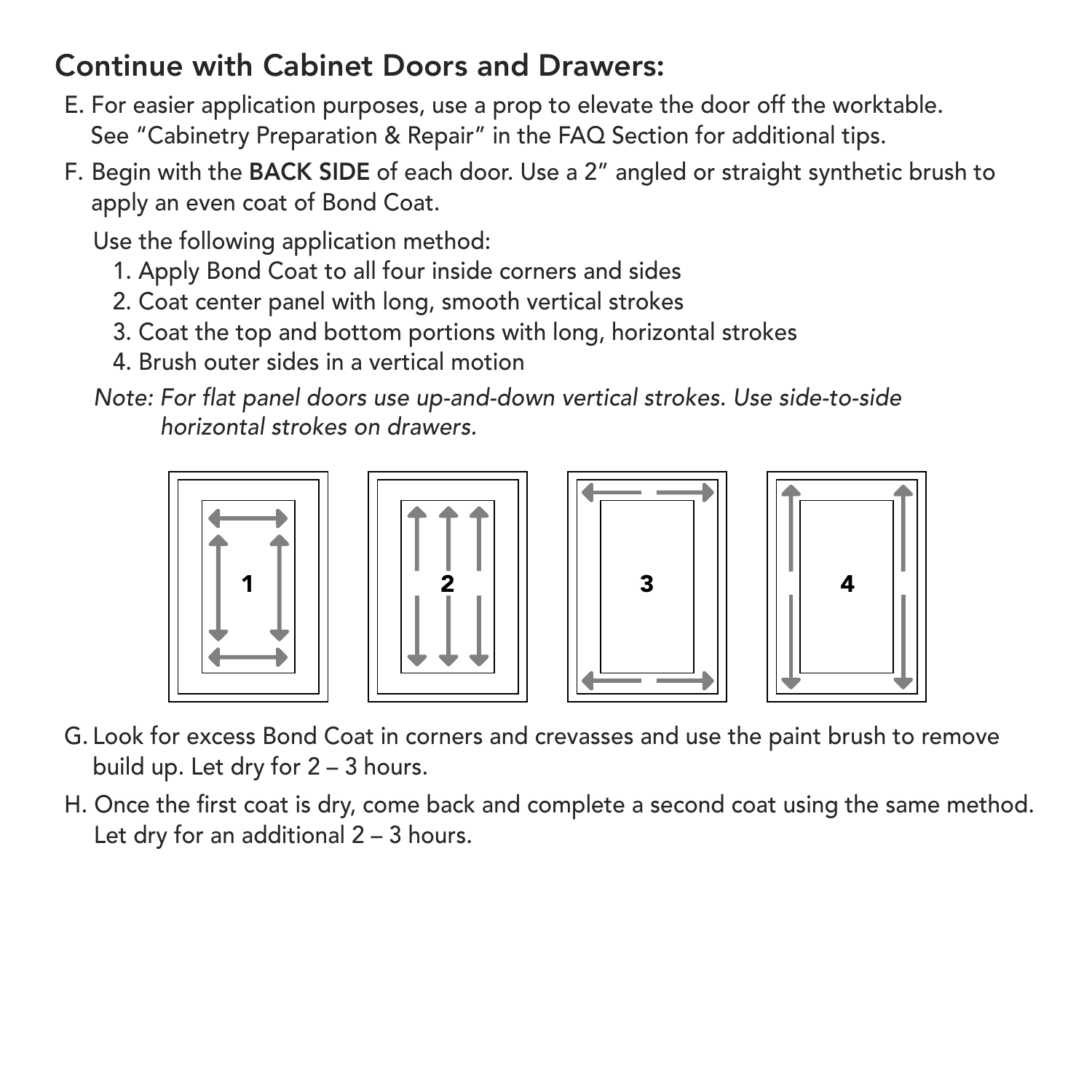## Continue with Cabinet Doors and Drawers:

E. For easier application purposes, use a prop to elevate the door off the worktable. See "Cabinetry Preparation & Repair" in the FAQ Section for additional tips.

F. Begin with the **BACK SIDE** of each door. Use a 2" angled or straight synthetic brush to apply an even coat of Bond Coat.

   Use the following application method:

   1. Apply Bond Coat to all four inside corners and sides
   2. Coat center panel with long, smooth vertical strokes
   3. Coat the top and bottom portions with long, horizontal strokes
   4. Brush outer sides in a vertical motion

   *Note: For flat panel doors use up-and-down vertical strokes. Use side-to-side horizontal strokes on drawers.*

1 2 3 4

G. Look for excess Bond Coat in corners and crevasses and use the paint brush to remove build up. Let dry for 2 – 3 hours.

H. Once the first coat is dry, come back and complete a second coat using the same method. Let dry for an additional 2 – 3 hours.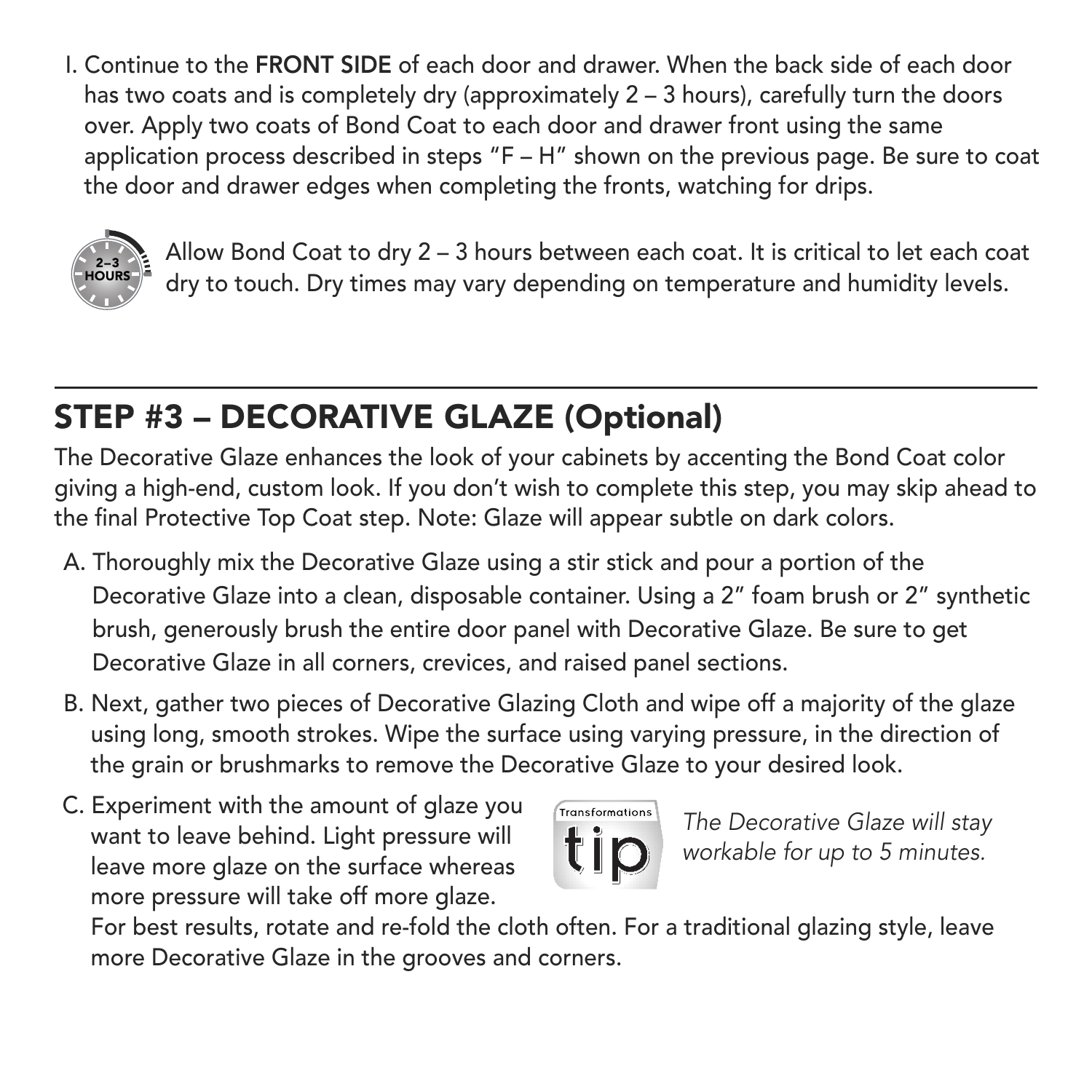I. Continue to the **FRONT SIDE** of each door and drawer. When the back side of each door has two coats and is completely dry (approximately 2 – 3 hours), carefully turn the doors over. Apply two coats of Bond Coat to each door and drawer front using the same application process described in steps "F – H" shown on the previous page. Be sure to coat the door and drawer edges when completing the fronts, watching for drips.

2–3 HOURS

Allow Bond Coat to dry 2 – 3 hours between each coat. It is critical to let each coat dry to touch. Dry times may vary depending on temperature and humidity levels.

---

## STEP #3 – DECORATIVE GLAZE (Optional)

The Decorative Glaze enhances the look of your cabinets by accenting the Bond Coat color giving a high-end, custom look. If you don't wish to complete this step, you may skip ahead to the final Protective Top Coat step. Note: Glaze will appear subtle on dark colors.

A. Thoroughly mix the Decorative Glaze using a stir stick and pour a portion of the Decorative Glaze into a clean, disposable container. Using a 2" foam brush or 2" synthetic brush, generously brush the entire door panel with Decorative Glaze. Be sure to get Decorative Glaze in all corners, crevices, and raised panel sections.

B. Next, gather two pieces of Decorative Glazing Cloth and wipe off a majority of the glaze using long, smooth strokes. Wipe the surface using varying pressure, in the direction of the grain or brushmarks to remove the Decorative Glaze to your desired look.

C. Experiment with the amount of glaze you want to leave behind. Light pressure will leave more glaze on the surface whereas more pressure will take off more glaze. For best results, rotate and re-fold the cloth often. For a traditional glazing style, leave more Decorative Glaze in the grooves and corners.

Transformations tip

*The Decorative Glaze will stay workable for up to 5 minutes.*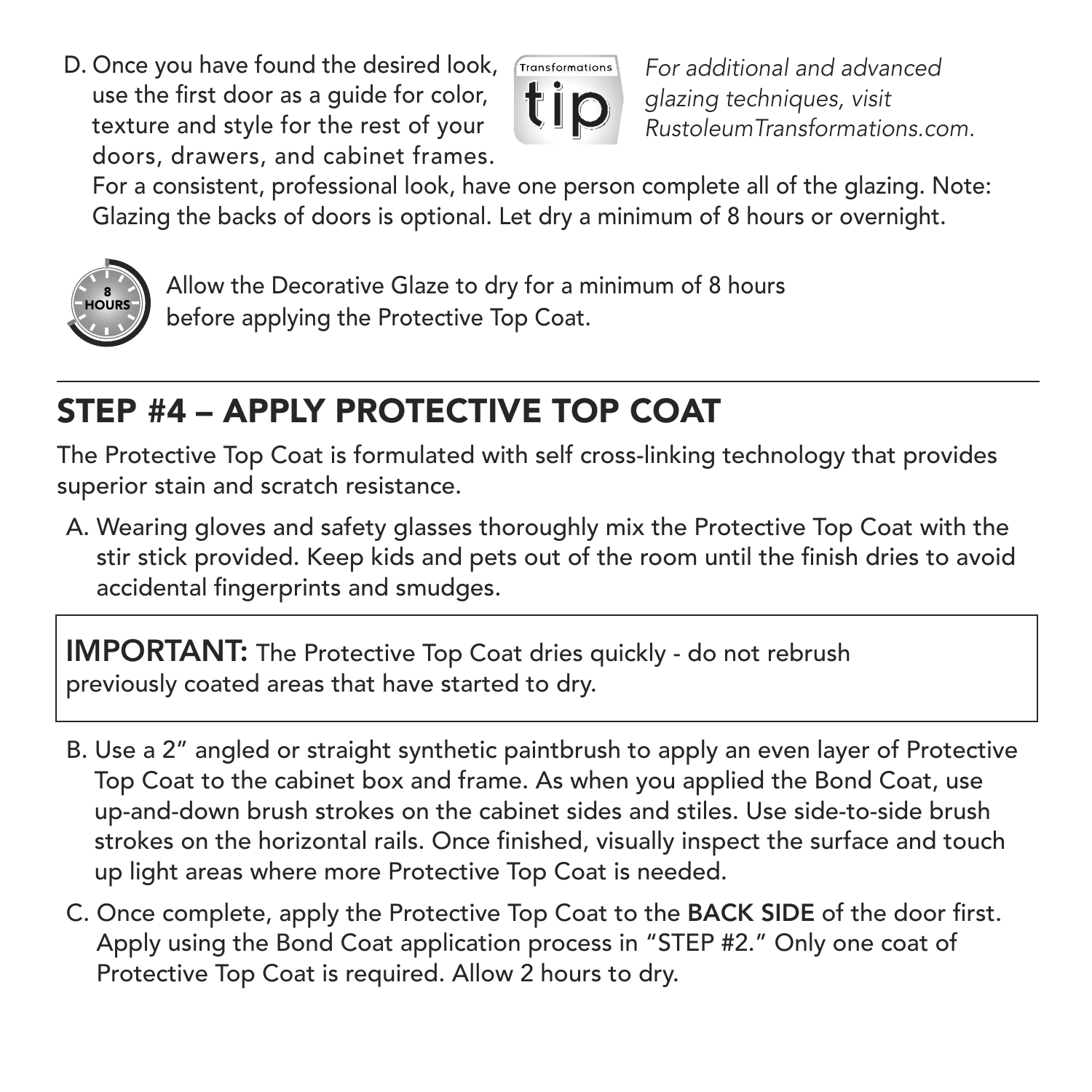D. Once you have found the desired look, use the first door as a guide for color, texture and style for the rest of your doors, drawers, and cabinet frames.

Transformations tip

*For additional and advanced glazing techniques, visit RustoleumTransformations.com.*

For a consistent, professional look, have one person complete all of the glazing. Note: Glazing the backs of doors is optional. Let dry a minimum of 8 hours or overnight.

8 HOURS

Allow the Decorative Glaze to dry for a minimum of 8 hours before applying the Protective Top Coat.

---

## STEP #4 – APPLY PROTECTIVE TOP COAT

The Protective Top Coat is formulated with self cross-linking technology that provides superior stain and scratch resistance.

A. Wearing gloves and safety glasses thoroughly mix the Protective Top Coat with the stir stick provided. Keep kids and pets out of the room until the finish dries to avoid accidental fingerprints and smudges.

> **IMPORTANT:** The Protective Top Coat dries quickly - do not rebrush previously coated areas that have started to dry.

B. Use a 2" angled or straight synthetic paintbrush to apply an even layer of Protective Top Coat to the cabinet box and frame. As when you applied the Bond Coat, use up-and-down brush strokes on the cabinet sides and stiles. Use side-to-side brush strokes on the horizontal rails. Once finished, visually inspect the surface and touch up light areas where more Protective Top Coat is needed.

C. Once complete, apply the Protective Top Coat to the **BACK SIDE** of the door first. Apply using the Bond Coat application process in "STEP #2." Only one coat of Protective Top Coat is required. Allow 2 hours to dry.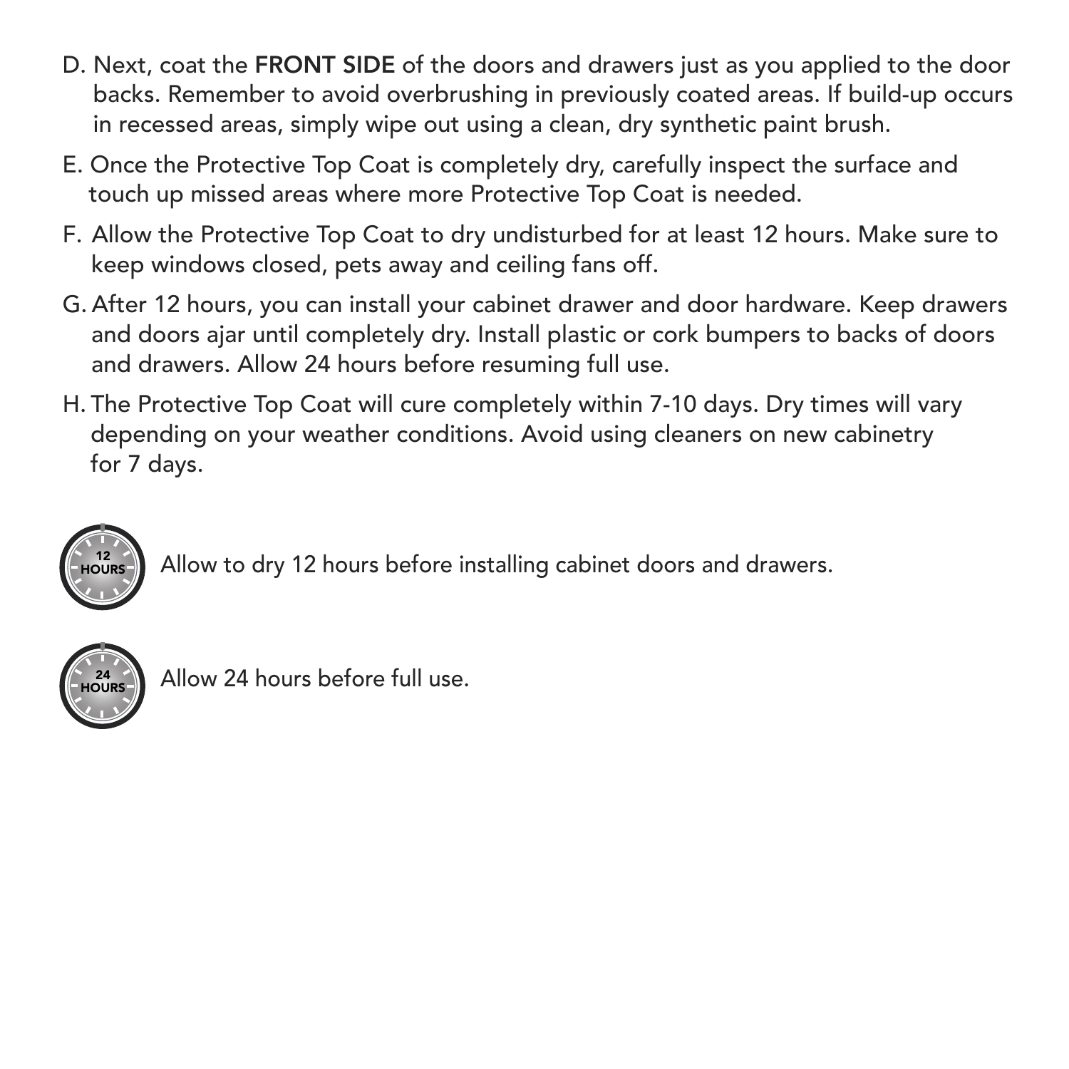D. Next, coat the **FRONT SIDE** of the doors and drawers just as you applied to the door backs. Remember to avoid overbrushing in previously coated areas. If build-up occurs in recessed areas, simply wipe out using a clean, dry synthetic paint brush.

E. Once the Protective Top Coat is completely dry, carefully inspect the surface and touch up missed areas where more Protective Top Coat is needed.

F. Allow the Protective Top Coat to dry undisturbed for at least 12 hours. Make sure to keep windows closed, pets away and ceiling fans off.

G. After 12 hours, you can install your cabinet drawer and door hardware. Keep drawers and doors ajar until completely dry. Install plastic or cork bumpers to backs of doors and drawers. Allow 24 hours before resuming full use.

H. The Protective Top Coat will cure completely within 7-10 days. Dry times will vary depending on your weather conditions. Avoid using cleaners on new cabinetry for 7 days.

12 HOURS — Allow to dry 12 hours before installing cabinet doors and drawers.

24 HOURS — Allow 24 hours before full use.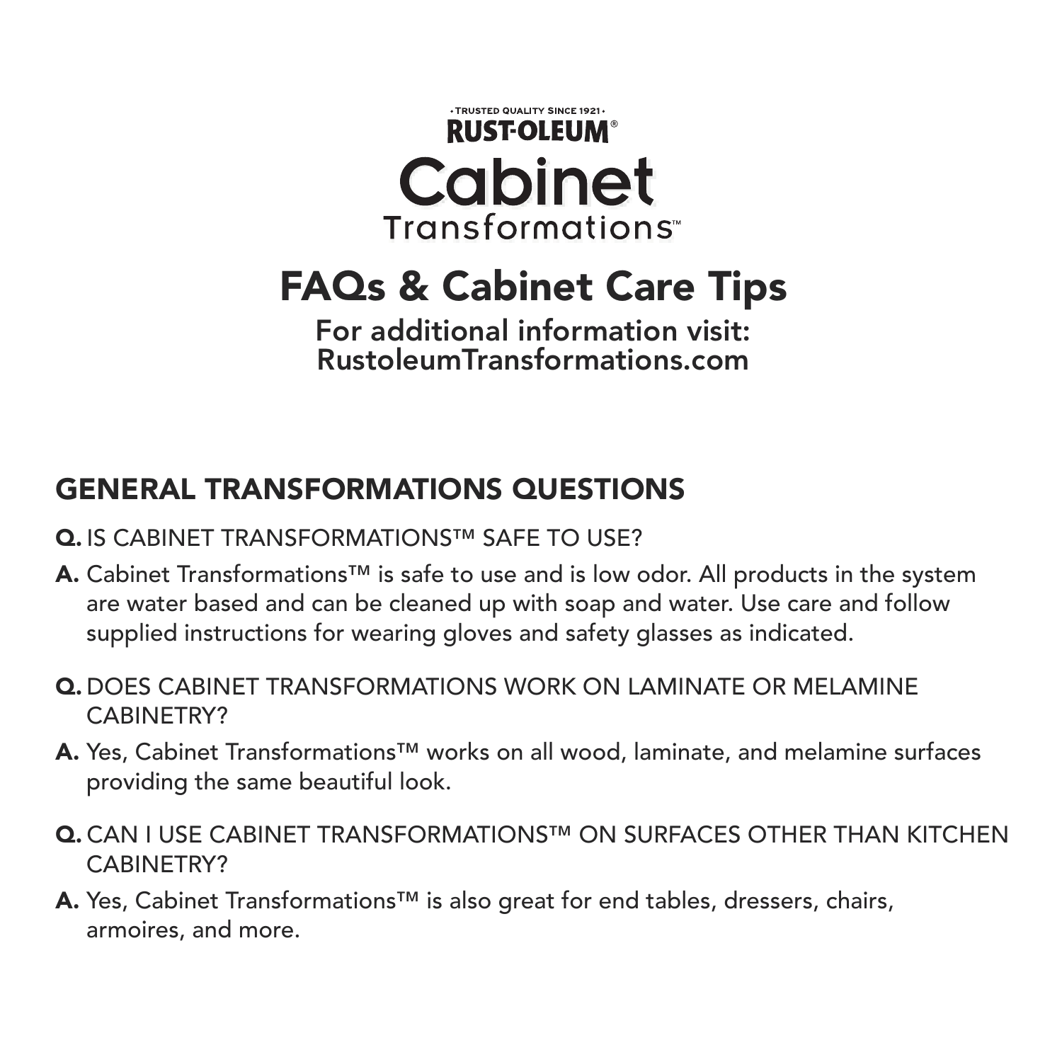• TRUSTED QUALITY SINCE 1921 •
**RUST-OLEUM®**

# Cabinet Transformations™

## FAQs & Cabinet Care Tips

**For additional information visit: RustoleumTransformations.com**

## GENERAL TRANSFORMATIONS QUESTIONS

**Q.** IS CABINET TRANSFORMATIONS™ SAFE TO USE?

**A.** Cabinet Transformations™ is safe to use and is low odor. All products in the system are water based and can be cleaned up with soap and water. Use care and follow supplied instructions for wearing gloves and safety glasses as indicated.

**Q.** DOES CABINET TRANSFORMATIONS WORK ON LAMINATE OR MELAMINE CABINETRY?

**A.** Yes, Cabinet Transformations™ works on all wood, laminate, and melamine surfaces providing the same beautiful look.

**Q.** CAN I USE CABINET TRANSFORMATIONS™ ON SURFACES OTHER THAN KITCHEN CABINETRY?

**A.** Yes, Cabinet Transformations™ is also great for end tables, dressers, chairs, armoires, and more.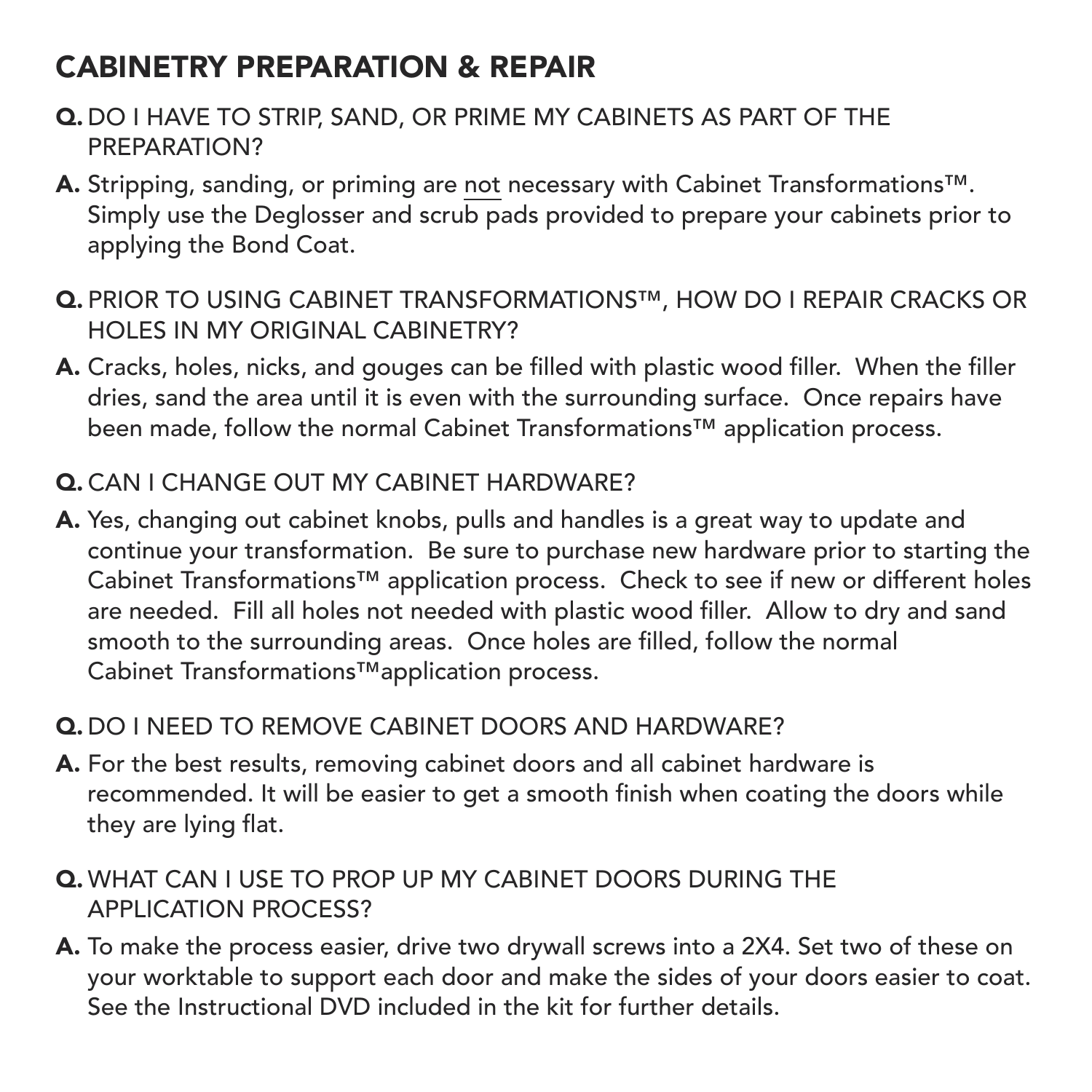## CABINETRY PREPARATION & REPAIR

**Q.** DO I HAVE TO STRIP, SAND, OR PRIME MY CABINETS AS PART OF THE PREPARATION?

**A.** Stripping, sanding, or priming are not necessary with Cabinet Transformations™. Simply use the Deglosser and scrub pads provided to prepare your cabinets prior to applying the Bond Coat.

**Q.** PRIOR TO USING CABINET TRANSFORMATIONS™, HOW DO I REPAIR CRACKS OR HOLES IN MY ORIGINAL CABINETRY?

**A.** Cracks, holes, nicks, and gouges can be filled with plastic wood filler. When the filler dries, sand the area until it is even with the surrounding surface. Once repairs have been made, follow the normal Cabinet Transformations™ application process.

**Q.** CAN I CHANGE OUT MY CABINET HARDWARE?

**A.** Yes, changing out cabinet knobs, pulls and handles is a great way to update and continue your transformation. Be sure to purchase new hardware prior to starting the Cabinet Transformations™ application process. Check to see if new or different holes are needed. Fill all holes not needed with plastic wood filler. Allow to dry and sand smooth to the surrounding areas. Once holes are filled, follow the normal Cabinet Transformations™application process.

**Q.** DO I NEED TO REMOVE CABINET DOORS AND HARDWARE?

**A.** For the best results, removing cabinet doors and all cabinet hardware is recommended. It will be easier to get a smooth finish when coating the doors while they are lying flat.

**Q.** WHAT CAN I USE TO PROP UP MY CABINET DOORS DURING THE APPLICATION PROCESS?

**A.** To make the process easier, drive two drywall screws into a 2X4. Set two of these on your worktable to support each door and make the sides of your doors easier to coat. See the Instructional DVD included in the kit for further details.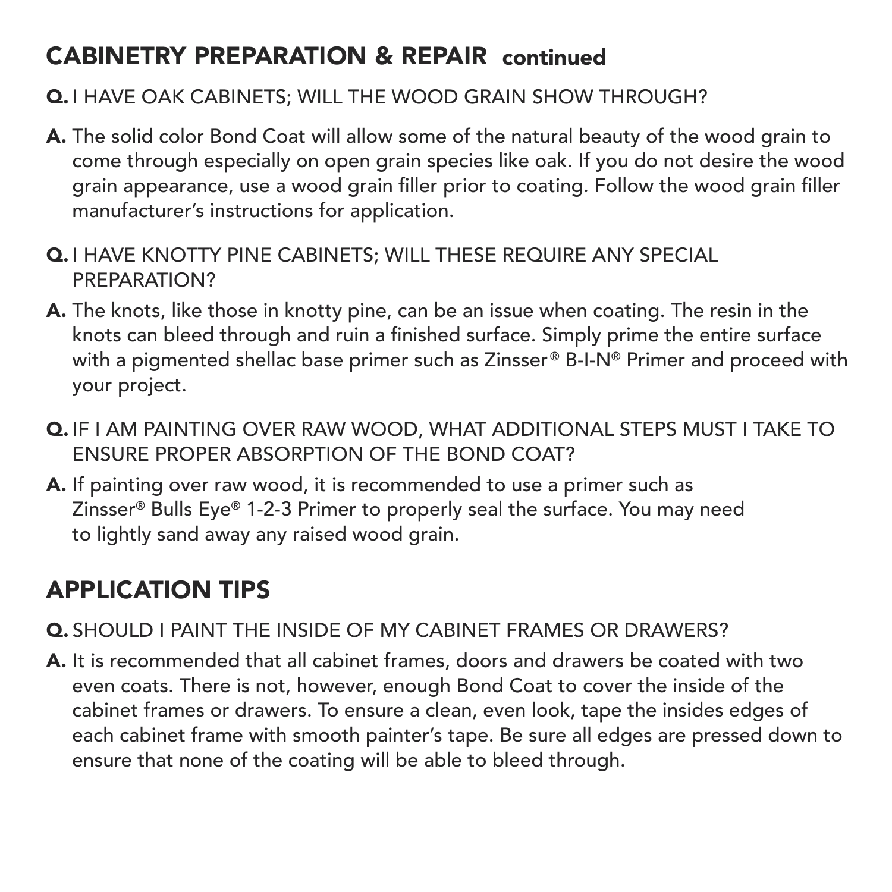## CABINETRY PREPARATION & REPAIR continued

**Q.** I HAVE OAK CABINETS; WILL THE WOOD GRAIN SHOW THROUGH?

**A.** The solid color Bond Coat will allow some of the natural beauty of the wood grain to come through especially on open grain species like oak. If you do not desire the wood grain appearance, use a wood grain filler prior to coating. Follow the wood grain filler manufacturer's instructions for application.

**Q.** I HAVE KNOTTY PINE CABINETS; WILL THESE REQUIRE ANY SPECIAL PREPARATION?

**A.** The knots, like those in knotty pine, can be an issue when coating. The resin in the knots can bleed through and ruin a finished surface. Simply prime the entire surface with a pigmented shellac base primer such as Zinsser® B-I-N® Primer and proceed with your project.

**Q.** IF I AM PAINTING OVER RAW WOOD, WHAT ADDITIONAL STEPS MUST I TAKE TO ENSURE PROPER ABSORPTION OF THE BOND COAT?

**A.** If painting over raw wood, it is recommended to use a primer such as Zinsser® Bulls Eye® 1-2-3 Primer to properly seal the surface. You may need to lightly sand away any raised wood grain.

## APPLICATION TIPS

**Q.** SHOULD I PAINT THE INSIDE OF MY CABINET FRAMES OR DRAWERS?

**A.** It is recommended that all cabinet frames, doors and drawers be coated with two even coats. There is not, however, enough Bond Coat to cover the inside of the cabinet frames or drawers. To ensure a clean, even look, tape the insides edges of each cabinet frame with smooth painter's tape. Be sure all edges are pressed down to ensure that none of the coating will be able to bleed through.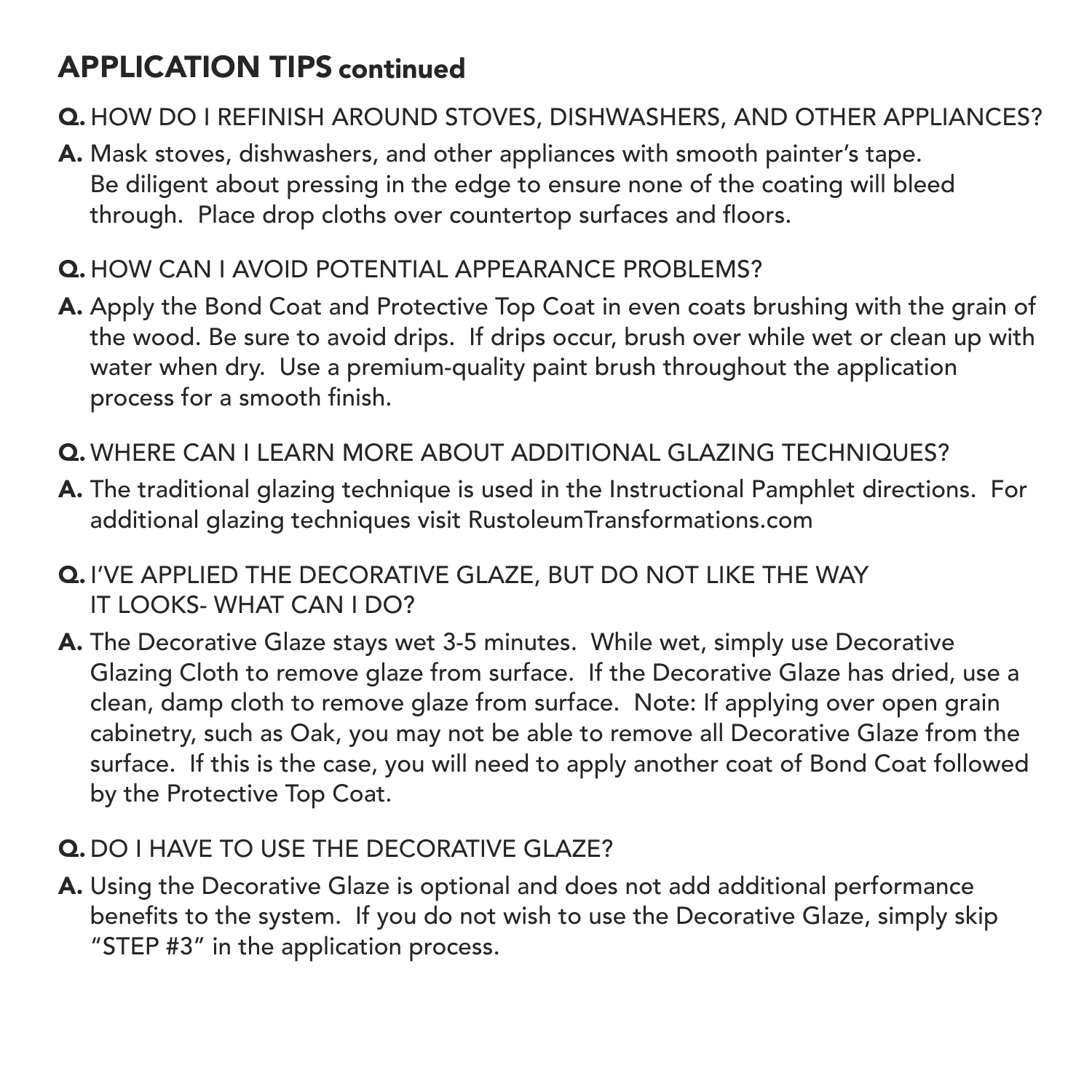## APPLICATION TIPS continued

**Q.** HOW DO I REFINISH AROUND STOVES, DISHWASHERS, AND OTHER APPLIANCES?

**A.** Mask stoves, dishwashers, and other appliances with smooth painter's tape. Be diligent about pressing in the edge to ensure none of the coating will bleed through. Place drop cloths over countertop surfaces and floors.

**Q.** HOW CAN I AVOID POTENTIAL APPEARANCE PROBLEMS?

**A.** Apply the Bond Coat and Protective Top Coat in even coats brushing with the grain of the wood. Be sure to avoid drips. If drips occur, brush over while wet or clean up with water when dry. Use a premium-quality paint brush throughout the application process for a smooth finish.

**Q.** WHERE CAN I LEARN MORE ABOUT ADDITIONAL GLAZING TECHNIQUES?

**A.** The traditional glazing technique is used in the Instructional Pamphlet directions. For additional glazing techniques visit RustoleumTransformations.com

**Q.** I'VE APPLIED THE DECORATIVE GLAZE, BUT DO NOT LIKE THE WAY IT LOOKS- WHAT CAN I DO?

**A.** The Decorative Glaze stays wet 3-5 minutes. While wet, simply use Decorative Glazing Cloth to remove glaze from surface. If the Decorative Glaze has dried, use a clean, damp cloth to remove glaze from surface. Note: If applying over open grain cabinetry, such as Oak, you may not be able to remove all Decorative Glaze from the surface. If this is the case, you will need to apply another coat of Bond Coat followed by the Protective Top Coat.

**Q.** DO I HAVE TO USE THE DECORATIVE GLAZE?

**A.** Using the Decorative Glaze is optional and does not add additional performance benefits to the system. If you do not wish to use the Decorative Glaze, simply skip "STEP #3" in the application process.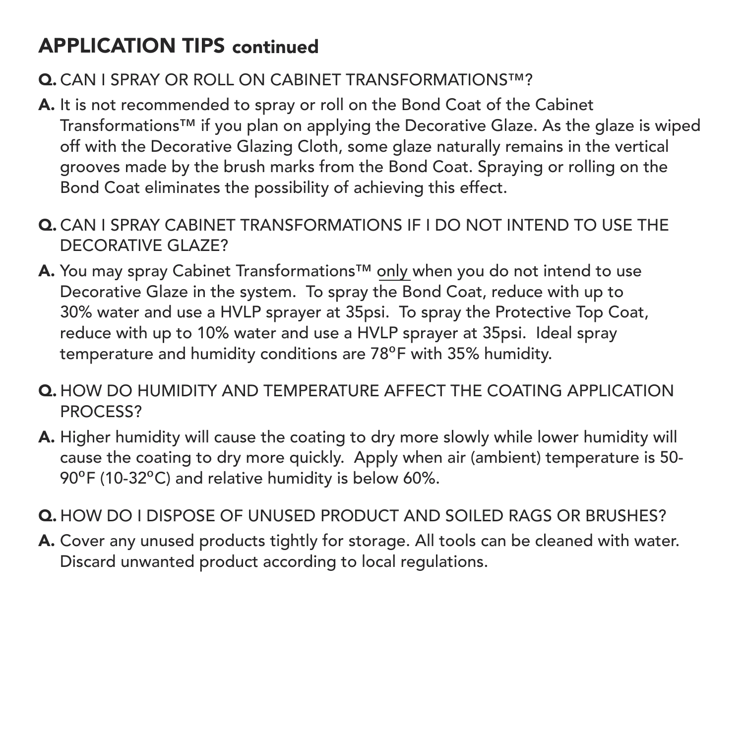## APPLICATION TIPS continued

**Q.** CAN I SPRAY OR ROLL ON CABINET TRANSFORMATIONS™?

**A.** It is not recommended to spray or roll on the Bond Coat of the Cabinet Transformations™ if you plan on applying the Decorative Glaze. As the glaze is wiped off with the Decorative Glazing Cloth, some glaze naturally remains in the vertical grooves made by the brush marks from the Bond Coat. Spraying or rolling on the Bond Coat eliminates the possibility of achieving this effect.

**Q.** CAN I SPRAY CABINET TRANSFORMATIONS IF I DO NOT INTEND TO USE THE DECORATIVE GLAZE?

**A.** You may spray Cabinet Transformations™ <u>only</u> when you do not intend to use Decorative Glaze in the system. To spray the Bond Coat, reduce with up to 30% water and use a HVLP sprayer at 35psi. To spray the Protective Top Coat, reduce with up to 10% water and use a HVLP sprayer at 35psi. Ideal spray temperature and humidity conditions are 78ºF with 35% humidity.

**Q.** HOW DO HUMIDITY AND TEMPERATURE AFFECT THE COATING APPLICATION PROCESS?

**A.** Higher humidity will cause the coating to dry more slowly while lower humidity will cause the coating to dry more quickly. Apply when air (ambient) temperature is 50-90ºF (10-32ºC) and relative humidity is below 60%.

**Q.** HOW DO I DISPOSE OF UNUSED PRODUCT AND SOILED RAGS OR BRUSHES?

**A.** Cover any unused products tightly for storage. All tools can be cleaned with water. Discard unwanted product according to local regulations.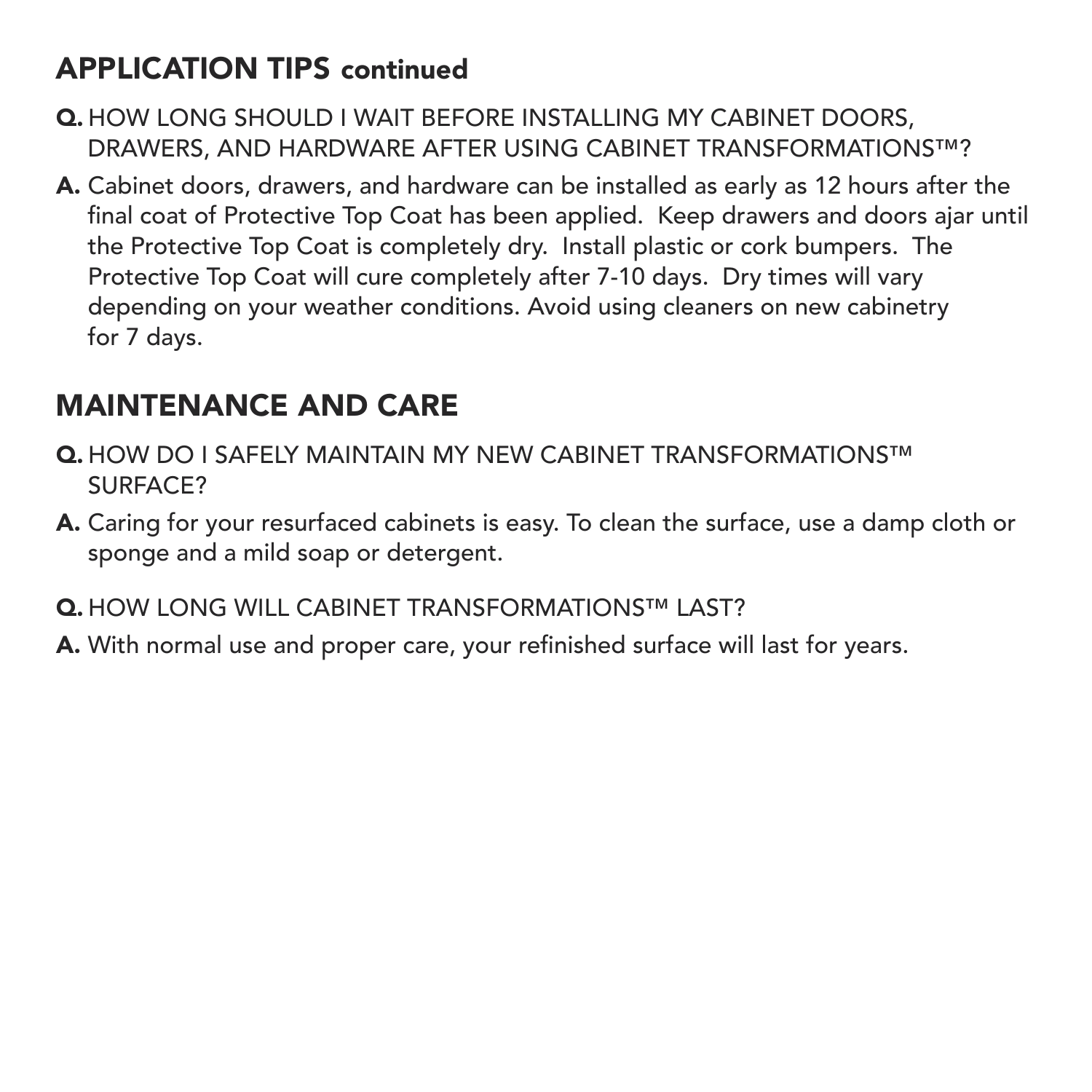## APPLICATION TIPS continued

**Q.** HOW LONG SHOULD I WAIT BEFORE INSTALLING MY CABINET DOORS, DRAWERS, AND HARDWARE AFTER USING CABINET TRANSFORMATIONS™?

**A.** Cabinet doors, drawers, and hardware can be installed as early as 12 hours after the final coat of Protective Top Coat has been applied. Keep drawers and doors ajar until the Protective Top Coat is completely dry. Install plastic or cork bumpers. The Protective Top Coat will cure completely after 7-10 days. Dry times will vary depending on your weather conditions. Avoid using cleaners on new cabinetry for 7 days.

## MAINTENANCE AND CARE

**Q.** HOW DO I SAFELY MAINTAIN MY NEW CABINET TRANSFORMATIONS™ SURFACE?

**A.** Caring for your resurfaced cabinets is easy. To clean the surface, use a damp cloth or sponge and a mild soap or detergent.

**Q.** HOW LONG WILL CABINET TRANSFORMATIONS™ LAST?

**A.** With normal use and proper care, your refinished surface will last for years.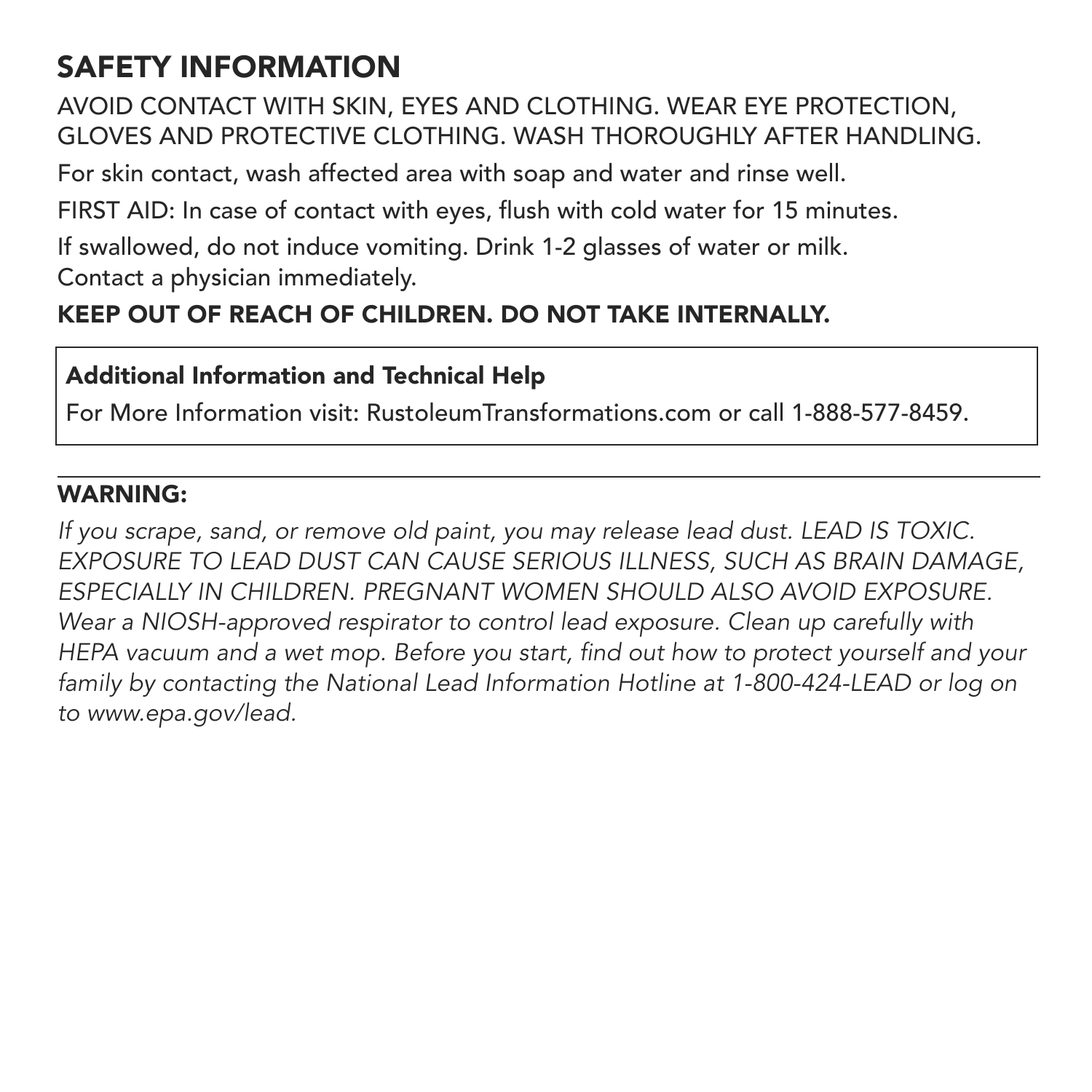## SAFETY INFORMATION

AVOID CONTACT WITH SKIN, EYES AND CLOTHING. WEAR EYE PROTECTION, GLOVES AND PROTECTIVE CLOTHING. WASH THOROUGHLY AFTER HANDLING.

For skin contact, wash affected area with soap and water and rinse well.

FIRST AID: In case of contact with eyes, flush with cold water for 15 minutes.

If swallowed, do not induce vomiting. Drink 1-2 glasses of water or milk.
Contact a physician immediately.

**KEEP OUT OF REACH OF CHILDREN. DO NOT TAKE INTERNALLY.**

**Additional Information and Technical Help**

For More Information visit: RustoleumTransformations.com or call 1-888-577-8459.

---

**WARNING:**

*If you scrape, sand, or remove old paint, you may release lead dust. LEAD IS TOXIC. EXPOSURE TO LEAD DUST CAN CAUSE SERIOUS ILLNESS, SUCH AS BRAIN DAMAGE, ESPECIALLY IN CHILDREN. PREGNANT WOMEN SHOULD ALSO AVOID EXPOSURE. Wear a NIOSH-approved respirator to control lead exposure. Clean up carefully with HEPA vacuum and a wet mop. Before you start, find out how to protect yourself and your family by contacting the National Lead Information Hotline at 1-800-424-LEAD or log on to www.epa.gov/lead.*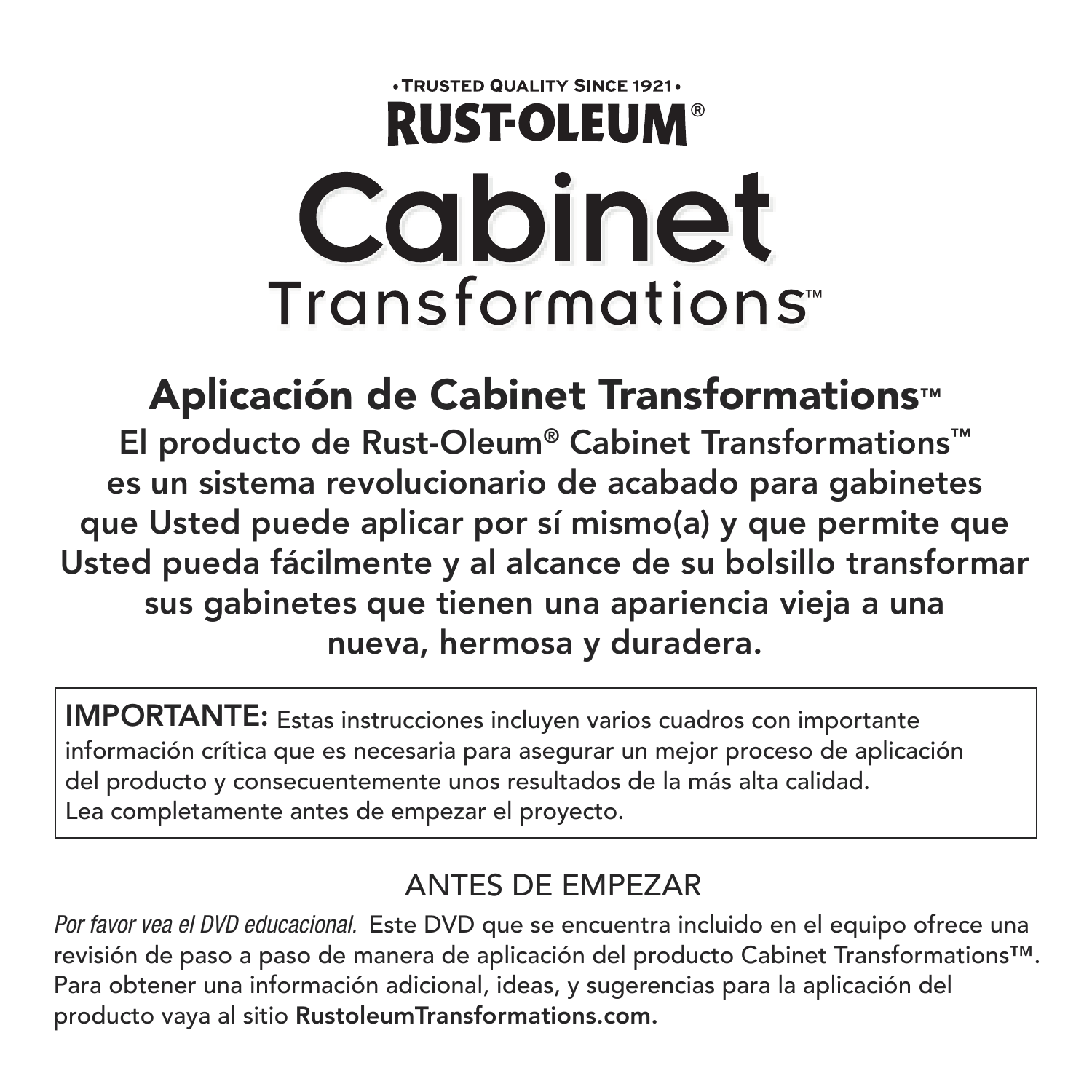• TRUSTED QUALITY SINCE 1921 •

**RUST-OLEUM®**

# Cabinet Transformations™

## Aplicación de Cabinet Transformations™

**El producto de Rust-Oleum® Cabinet Transformations™ es un sistema revolucionario de acabado para gabinetes que Usted puede aplicar por sí mismo(a) y que permite que Usted pueda fácilmente y al alcance de su bolsillo transformar sus gabinetes que tienen una apariencia vieja a una nueva, hermosa y duradera.**

> **IMPORTANTE:** Estas instrucciones incluyen varios cuadros con importante información crítica que es necesaria para asegurar un mejor proceso de aplicación del producto y consecuentemente unos resultados de la más alta calidad. Lea completamente antes de empezar el proyecto.

### ANTES DE EMPEZAR

*Por favor vea el DVD educacional.* Este DVD que se encuentra incluido en el equipo ofrece una revisión de paso a paso de manera de aplicación del producto Cabinet Transformations™. Para obtener una información adicional, ideas, y sugerencias para la aplicación del producto vaya al sitio **RustoleumTransformations.com.**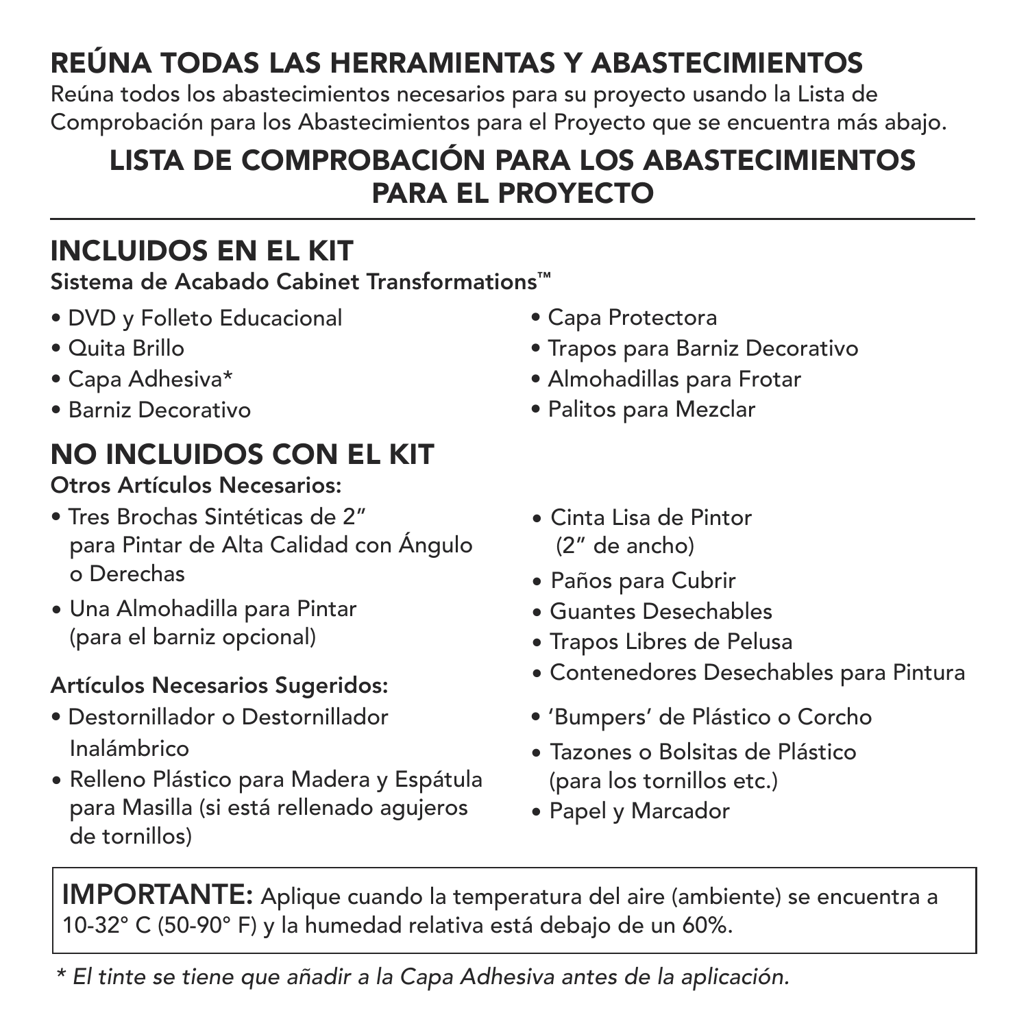## REÚNA TODAS LAS HERRAMIENTAS Y ABASTECIMIENTOS

Reúna todos los abastecimientos necesarios para su proyecto usando la Lista de Comprobación para los Abastecimientos para el Proyecto que se encuentra más abajo.

## LISTA DE COMPROBACIÓN PARA LOS ABASTECIMIENTOS PARA EL PROYECTO

---

### INCLUIDOS EN EL KIT

**Sistema de Acabado Cabinet Transformations™**

- DVD y Folleto Educacional
- Quita Brillo
- Capa Adhesiva*
- Barniz Decorativo
- Capa Protectora
- Trapos para Barniz Decorativo
- Almohadillas para Frotar
- Palitos para Mezclar

### NO INCLUIDOS CON EL KIT

**Otros Artículos Necesarios:**

- Tres Brochas Sintéticas de 2" para Pintar de Alta Calidad con Ángulo o Derechas
- Una Almohadilla para Pintar (para el barniz opcional)

**Artículos Necesarios Sugeridos:**

- Destornillador o Destornillador Inalámbrico
- Relleno Plástico para Madera y Espátula para Masilla (si está rellenado agujeros de tornillos)
- Cinta Lisa de Pintor (2" de ancho)
- Paños para Cubrir
- Guantes Desechables
- Trapos Libres de Pelusa
- Contenedores Desechables para Pintura
- 'Bumpers' de Plástico o Corcho
- Tazones o Bolsitas de Plástico (para los tornillos etc.)
- Papel y Marcador

**IMPORTANTE:** Aplique cuando la temperatura del aire (ambiente) se encuentra a 10-32° C (50-90° F) y la humedad relativa está debajo de un 60%.

*\* El tinte se tiene que añadir a la Capa Adhesiva antes de la aplicación.*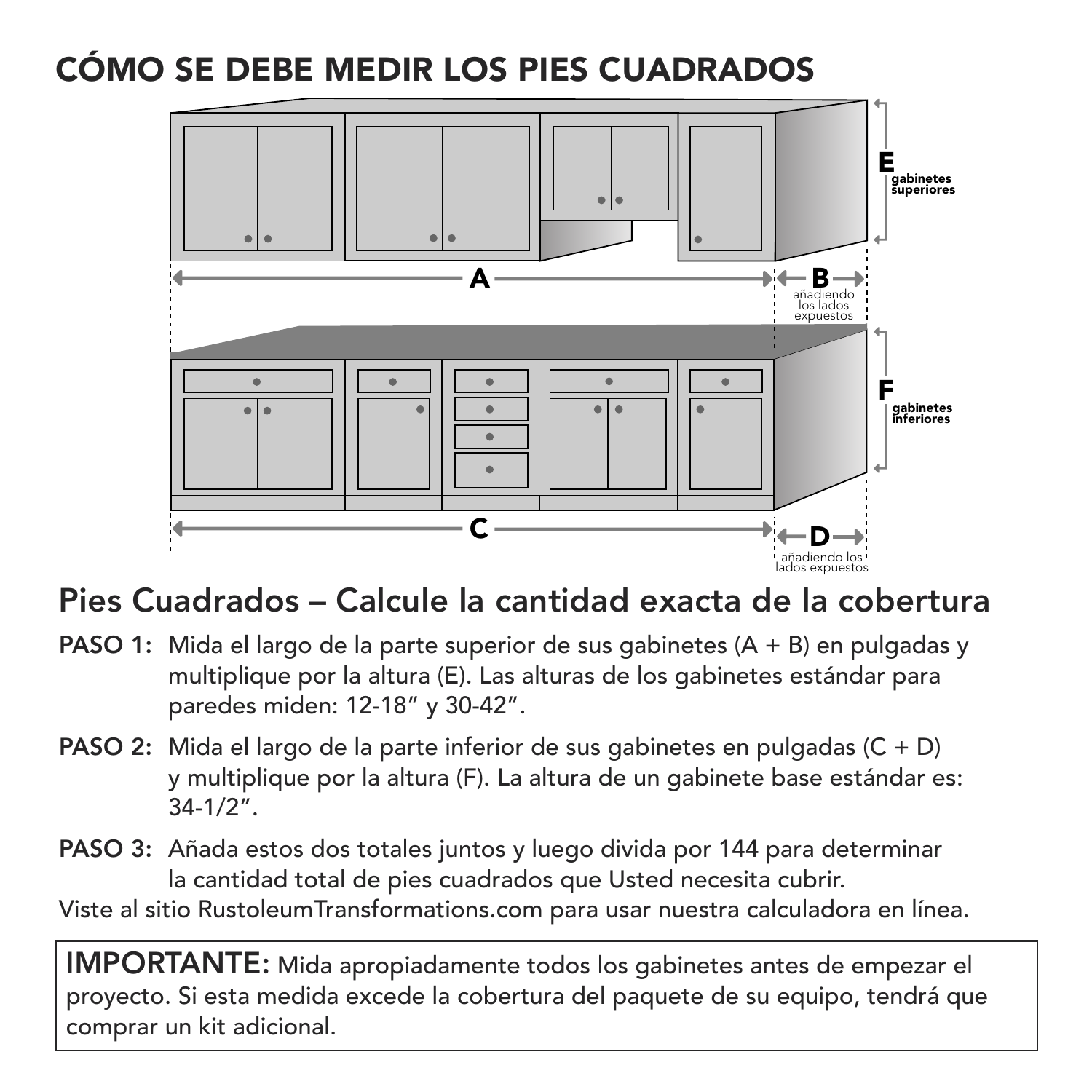# CÓMO SE DEBE MEDIR LOS PIES CUADRADOS

E gabinetes superiores

A

B añadiendo los lados expuestos

F gabinetes inferiores

C

D añadiendo los lados expuestos

## Pies Cuadrados – Calcule la cantidad exacta de la cobertura

**PASO 1:** Mida el largo de la parte superior de sus gabinetes (A + B) en pulgadas y multiplique por la altura (E). Las alturas de los gabinetes estándar para paredes miden: 12-18" y 30-42".

**PASO 2:** Mida el largo de la parte inferior de sus gabinetes en pulgadas (C + D) y multiplique por la altura (F). La altura de un gabinete base estándar es: 34-1/2".

**PASO 3:** Añada estos dos totales juntos y luego divida por 144 para determinar la cantidad total de pies cuadrados que Usted necesita cubrir.

Viste al sitio RustoleumTransformations.com para usar nuestra calculadora en línea.

**IMPORTANTE:** Mida apropiadamente todos los gabinetes antes de empezar el proyecto. Si esta medida excede la cobertura del paquete de su equipo, tendrá que comprar un kit adicional.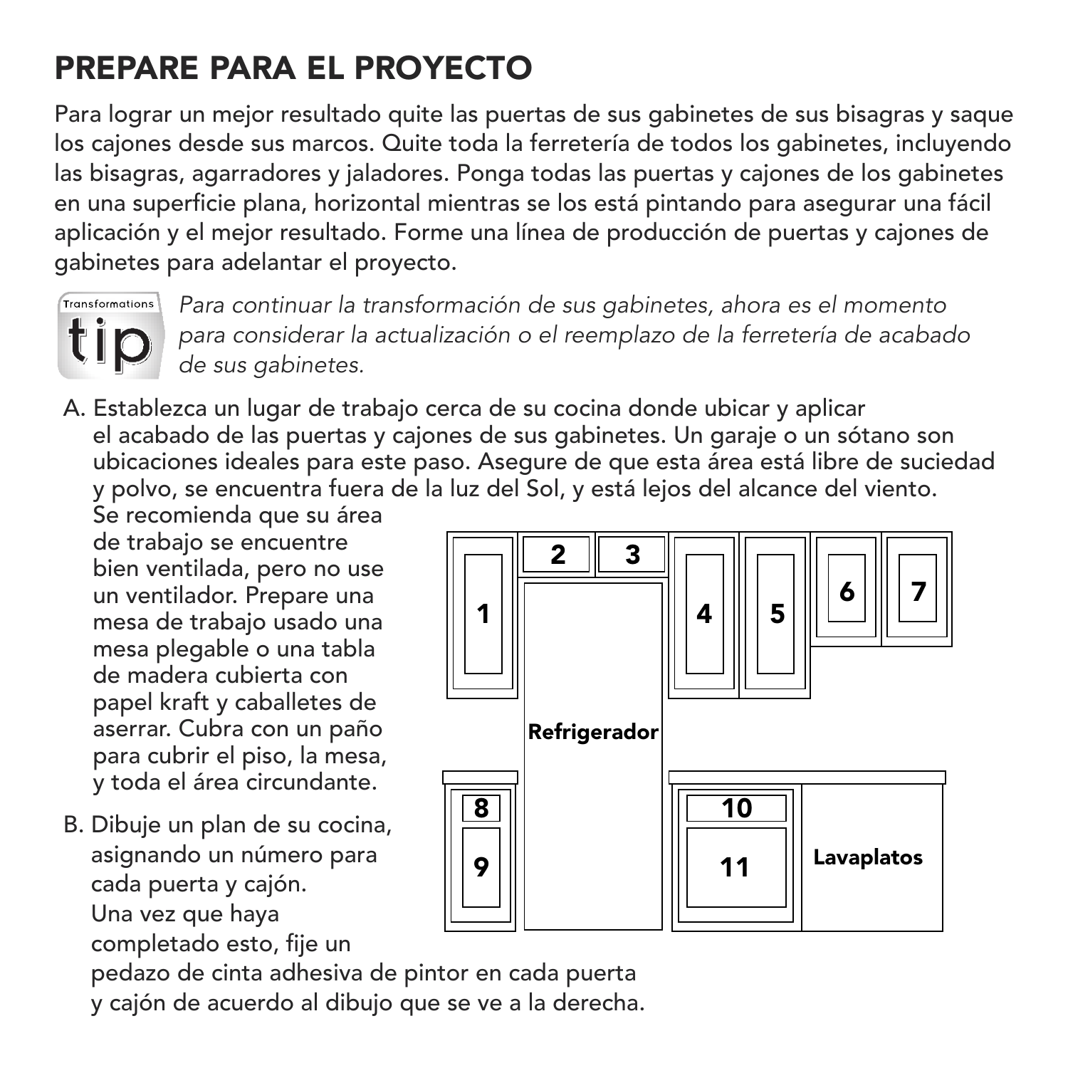# PREPARE PARA EL PROYECTO

Para lograr un mejor resultado quite las puertas de sus gabinetes de sus bisagras y saque los cajones desde sus marcos. Quite toda la ferretería de todos los gabinetes, incluyendo las bisagras, agarradores y jaladores. Ponga todas las puertas y cajones de los gabinetes en una superficie plana, horizontal mientras se los está pintando para asegurar una fácil aplicación y el mejor resultado. Forme una línea de producción de puertas y cajones de gabinetes para adelantar el proyecto.

Transformations tip

*Para continuar la transformación de sus gabinetes, ahora es el momento para considerar la actualización o el reemplazo de la ferretería de acabado de sus gabinetes.*

A. Establezca un lugar de trabajo cerca de su cocina donde ubicar y aplicar el acabado de las puertas y cajones de sus gabinetes. Un garaje o un sótano son ubicaciones ideales para este paso. Asegure de que esta área está libre de suciedad y polvo, se encuentra fuera de la luz del Sol, y está lejos del alcance del viento. Se recomienda que su área de trabajo se encuentre bien ventilada, pero no use un ventilador. Prepare una mesa de trabajo usado una mesa plegable o una tabla de madera cubierta con papel kraft y caballetes de aserrar. Cubra con un paño para cubrir el piso, la mesa, y toda el área circundante.

B. Dibuje un plan de su cocina, asignando un número para cada puerta y cajón. Una vez que haya completado esto, fije un pedazo de cinta adhesiva de pintor en cada puerta y cajón de acuerdo al dibujo que se ve a la derecha.

1 2 3 4 5 6 7 Refrigerador 8 9 10 11 Lavaplatos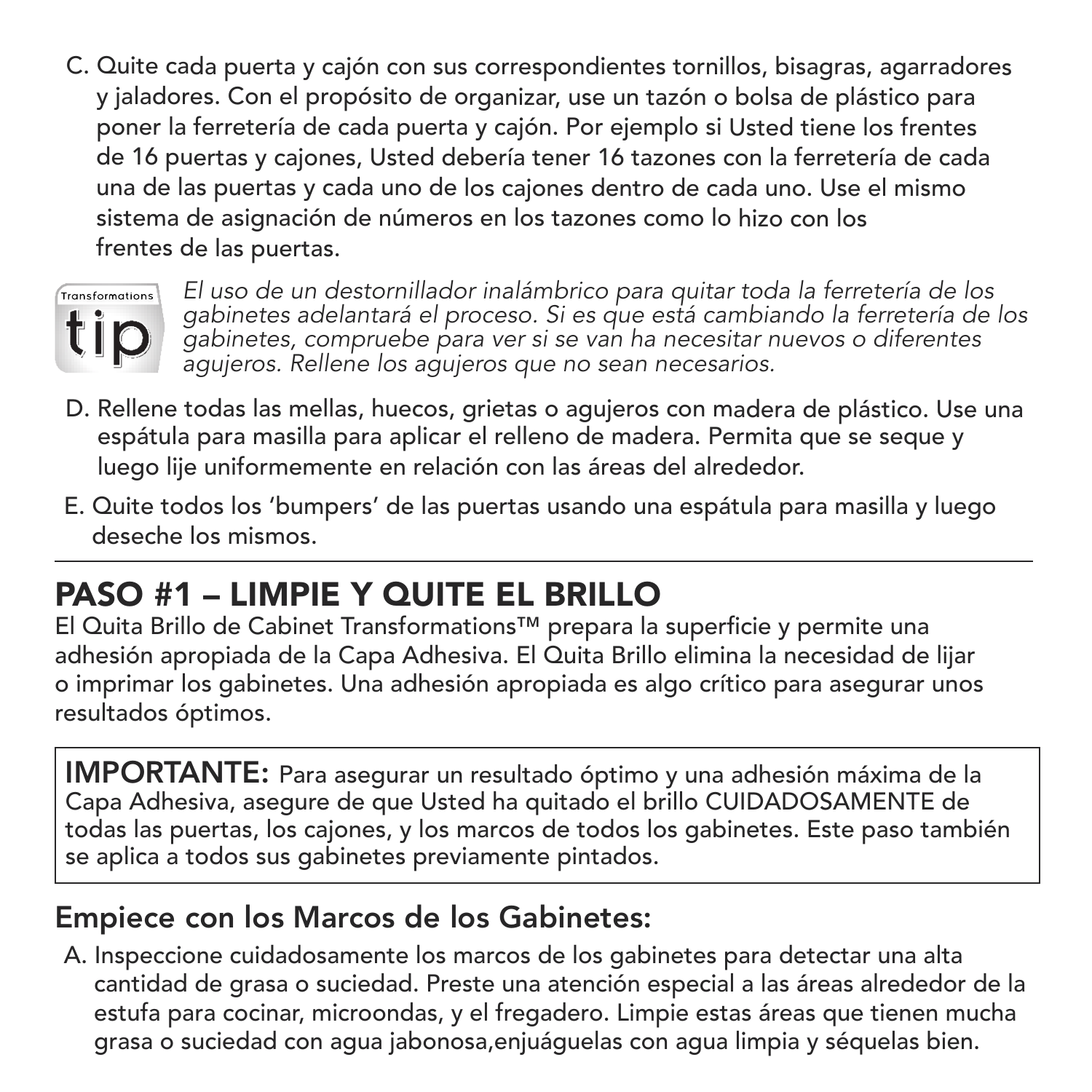C. Quite cada puerta y cajón con sus correspondientes tornillos, bisagras, agarradores y jaladores. Con el propósito de organizar, use un tazón o bolsa de plástico para poner la ferretería de cada puerta y cajón. Por ejemplo si Usted tiene los frentes de 16 puertas y cajones, Usted debería tener 16 tazones con la ferretería de cada una de las puertas y cada uno de los cajones dentro de cada uno. Use el mismo sistema de asignación de números en los tazones como lo hizo con los frentes de las puertas.

Transformations **tip** *El uso de un destornillador inalámbrico para quitar toda la ferretería de los gabinetes adelantará el proceso. Si es que está cambiando la ferretería de los gabinetes, compruebe para ver si se van ha necesitar nuevos o diferentes agujeros. Rellene los agujeros que no sean necesarios.*

D. Rellene todas las mellas, huecos, grietas o agujeros con madera de plástico. Use una espátula para masilla para aplicar el relleno de madera. Permita que se seque y luego lije uniformemente en relación con las áreas del alrededor.

E. Quite todos los 'bumpers' de las puertas usando una espátula para masilla y luego deseche los mismos.

---

## PASO #1 – LIMPIE Y QUITE EL BRILLO

El Quita Brillo de Cabinet Transformations™ prepara la superficie y permite una adhesión apropiada de la Capa Adhesiva. El Quita Brillo elimina la necesidad de lijar o imprimar los gabinetes. Una adhesión apropiada es algo crítico para asegurar unos resultados óptimos.

**IMPORTANTE:** Para asegurar un resultado óptimo y una adhesión máxima de la Capa Adhesiva, asegure de que Usted ha quitado el brillo CUIDADOSAMENTE de todas las puertas, los cajones, y los marcos de todos los gabinetes. Este paso también se aplica a todos sus gabinetes previamente pintados.

### Empiece con los Marcos de los Gabinetes:

A. Inspeccione cuidadosamente los marcos de los gabinetes para detectar una alta cantidad de grasa o suciedad. Preste una atención especial a las áreas alrededor de la estufa para cocinar, microondas, y el fregadero. Limpie estas áreas que tienen mucha grasa o suciedad con agua jabonosa,enjuáguelas con agua limpia y séquelas bien.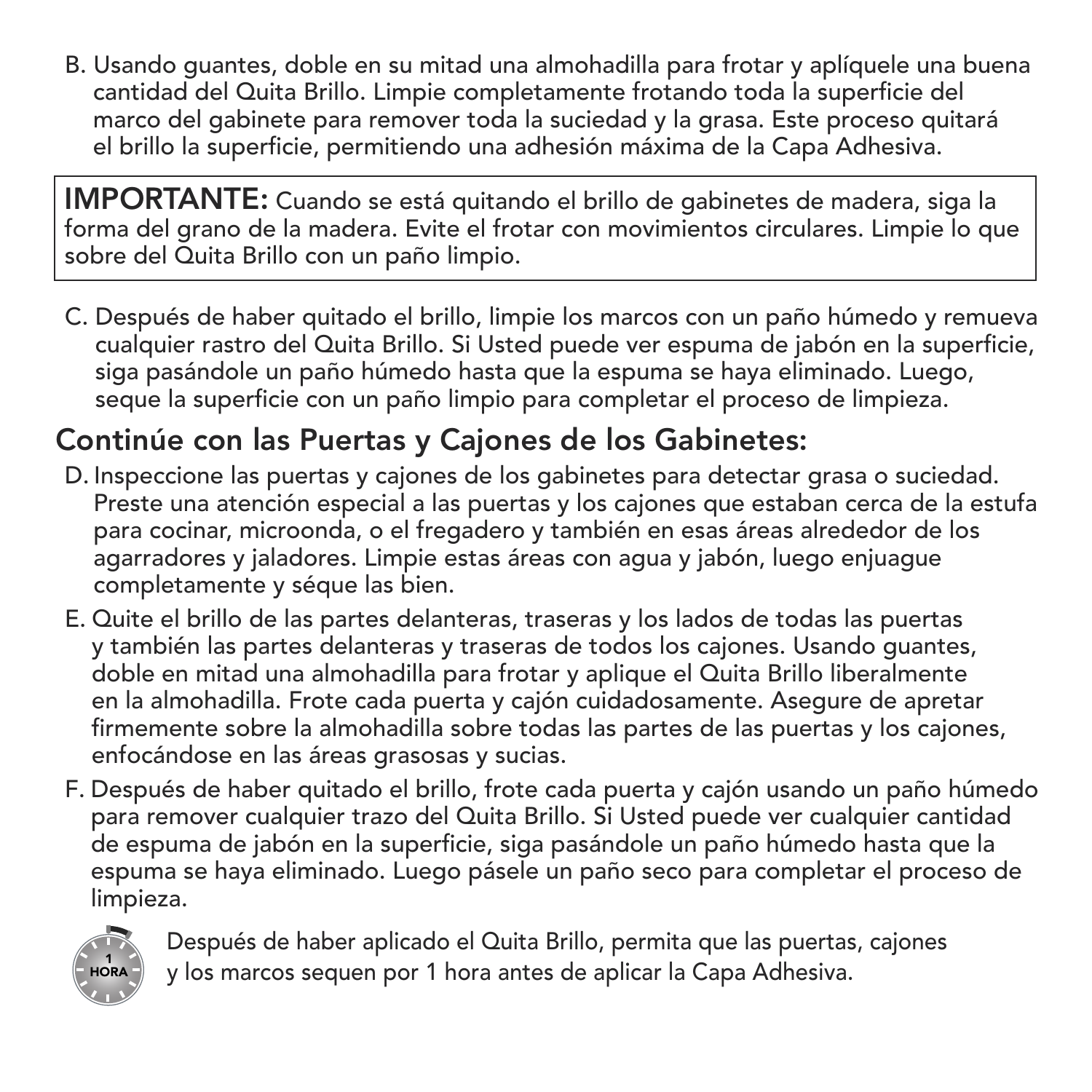B. Usando guantes, doble en su mitad una almohadilla para frotar y aplíquele una buena cantidad del Quita Brillo. Limpie completamente frotando toda la superficie del marco del gabinete para remover toda la suciedad y la grasa. Este proceso quitará el brillo la superficie, permitiendo una adhesión máxima de la Capa Adhesiva.

**IMPORTANTE:** Cuando se está quitando el brillo de gabinetes de madera, siga la forma del grano de la madera. Evite el frotar con movimientos circulares. Limpie lo que sobre del Quita Brillo con un paño limpio.

C. Después de haber quitado el brillo, limpie los marcos con un paño húmedo y remueva cualquier rastro del Quita Brillo. Si Usted puede ver espuma de jabón en la superficie, siga pasándole un paño húmedo hasta que la espuma se haya eliminado. Luego, seque la superficie con un paño limpio para completar el proceso de limpieza.

## Continúe con las Puertas y Cajones de los Gabinetes:

D. Inspeccione las puertas y cajones de los gabinetes para detectar grasa o suciedad. Preste una atención especial a las puertas y los cajones que estaban cerca de la estufa para cocinar, microonda, o el fregadero y también en esas áreas alrededor de los agarradores y jaladores. Limpie estas áreas con agua y jabón, luego enjuague completamente y séque las bien.

E. Quite el brillo de las partes delanteras, traseras y los lados de todas las puertas y también las partes delanteras y traseras de todos los cajones. Usando guantes, doble en mitad una almohadilla para frotar y aplique el Quita Brillo liberalmente en la almohadilla. Frote cada puerta y cajón cuidadosamente. Asegure de apretar firmemente sobre la almohadilla sobre todas las partes de las puertas y los cajones, enfocándose en las áreas grasosas y sucias.

F. Después de haber quitado el brillo, frote cada puerta y cajón usando un paño húmedo para remover cualquier trazo del Quita Brillo. Si Usted puede ver cualquier cantidad de espuma de jabón en la superficie, siga pasándole un paño húmedo hasta que la espuma se haya eliminado. Luego pásele un paño seco para completar el proceso de limpieza.

1 HORA

Después de haber aplicado el Quita Brillo, permita que las puertas, cajones y los marcos sequen por 1 hora antes de aplicar la Capa Adhesiva.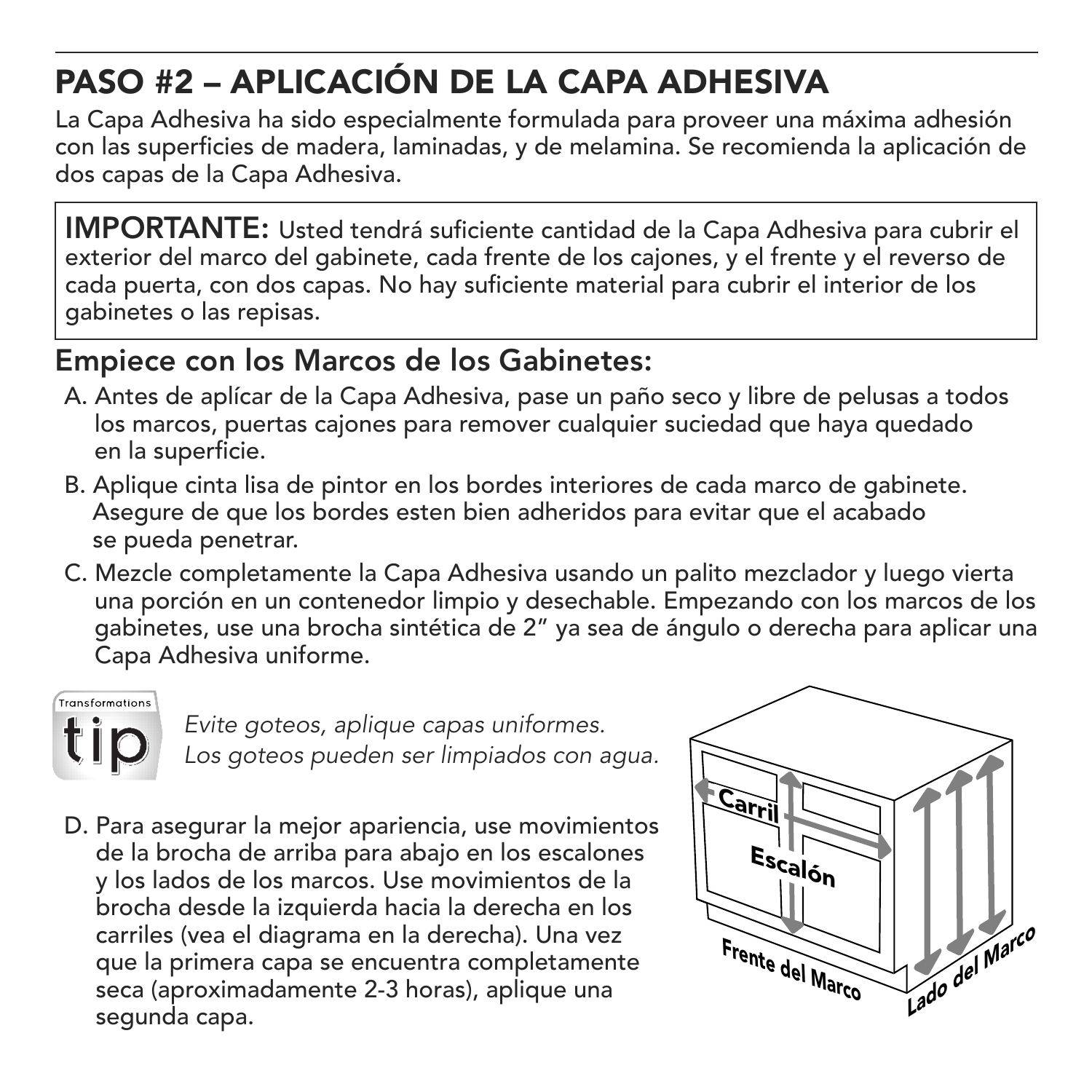# PASO #2 – APLICACIÓN DE LA CAPA ADHESIVA

La Capa Adhesiva ha sido especialmente formulada para proveer una máxima adhesión con las superficies de madera, laminadas, y de melamina. Se recomienda la aplicación de dos capas de la Capa Adhesiva.

**IMPORTANTE:** Usted tendrá suficiente cantidad de la Capa Adhesiva para cubrir el exterior del marco del gabinete, cada frente de los cajones, y el frente y el reverso de cada puerta, con dos capas. No hay suficiente material para cubrir el interior de los gabinetes o las repisas.

## Empiece con los Marcos de los Gabinetes:

A. Antes de aplícar de la Capa Adhesiva, pase un paño seco y libre de pelusas a todos los marcos, puertas cajones para remover cualquier suciedad que haya quedado en la superficie.

B. Aplique cinta lisa de pintor en los bordes interiores de cada marco de gabinete. Asegure de que los bordes esten bien adheridos para evitar que el acabado se pueda penetrar.

C. Mezcle completamente la Capa Adhesiva usando un palito mezclador y luego vierta una porción en un contenedor limpio y desechable. Empezando con los marcos de los gabinetes, use una brocha sintética de 2" ya sea de ángulo o derecha para aplicar una Capa Adhesiva uniforme.

Transformations tip

*Evite goteos, aplique capas uniformes. Los goteos pueden ser limpiados con agua.*

D. Para asegurar la mejor apariencia, use movimientos de la brocha de arriba para abajo en los escalones y los lados de los marcos. Use movimientos de la brocha desde la izquierda hacia la derecha en los carriles (vea el diagrama en la derecha). Una vez que la primera capa se encuentra completamente seca (aproximadamente 2-3 horas), aplique una segunda capa.

Carril

Escalón

Frente del Marco

Lado del Marco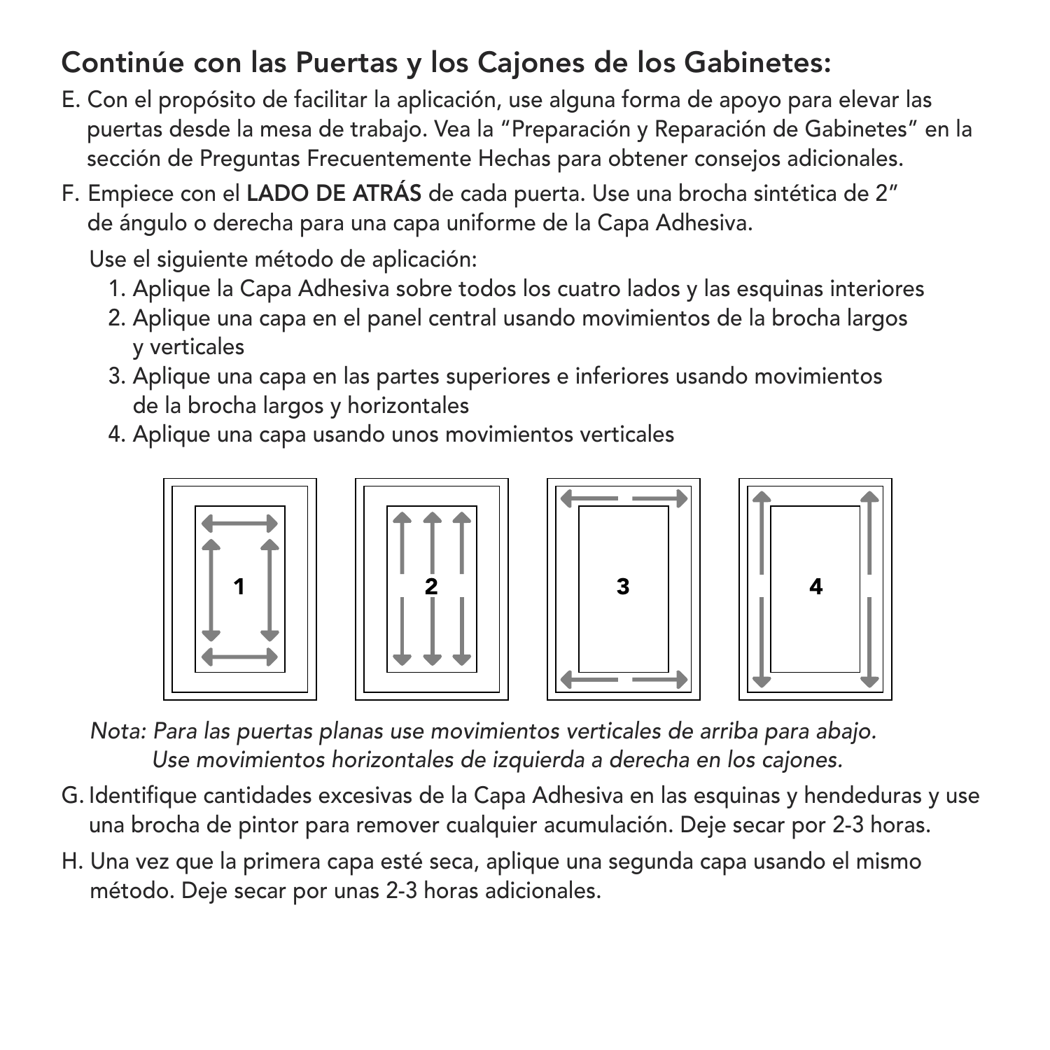## Continúe con las Puertas y los Cajones de los Gabinetes:

E. Con el propósito de facilitar la aplicación, use alguna forma de apoyo para elevar las puertas desde la mesa de trabajo. Vea la "Preparación y Reparación de Gabinetes" en la sección de Preguntas Frecuentemente Hechas para obtener consejos adicionales.

F. Empiece con el **LADO DE ATRÁS** de cada puerta. Use una brocha sintética de 2" de ángulo o derecha para una capa uniforme de la Capa Adhesiva.

Use el siguiente método de aplicación:

1. Aplique la Capa Adhesiva sobre todos los cuatro lados y las esquinas interiores
2. Aplique una capa en el panel central usando movimientos de la brocha largos y verticales
3. Aplique una capa en las partes superiores e inferiores usando movimientos de la brocha largos y horizontales
4. Aplique una capa usando unos movimientos verticales

1 2 3 4

*Nota: Para las puertas planas use movimientos verticales de arriba para abajo. Use movimientos horizontales de izquierda a derecha en los cajones.*

G. Identifique cantidades excesivas de la Capa Adhesiva en las esquinas y hendeduras y use una brocha de pintor para remover cualquier acumulación. Deje secar por 2-3 horas.

H. Una vez que la primera capa esté seca, aplique una segunda capa usando el mismo método. Deje secar por unas 2-3 horas adicionales.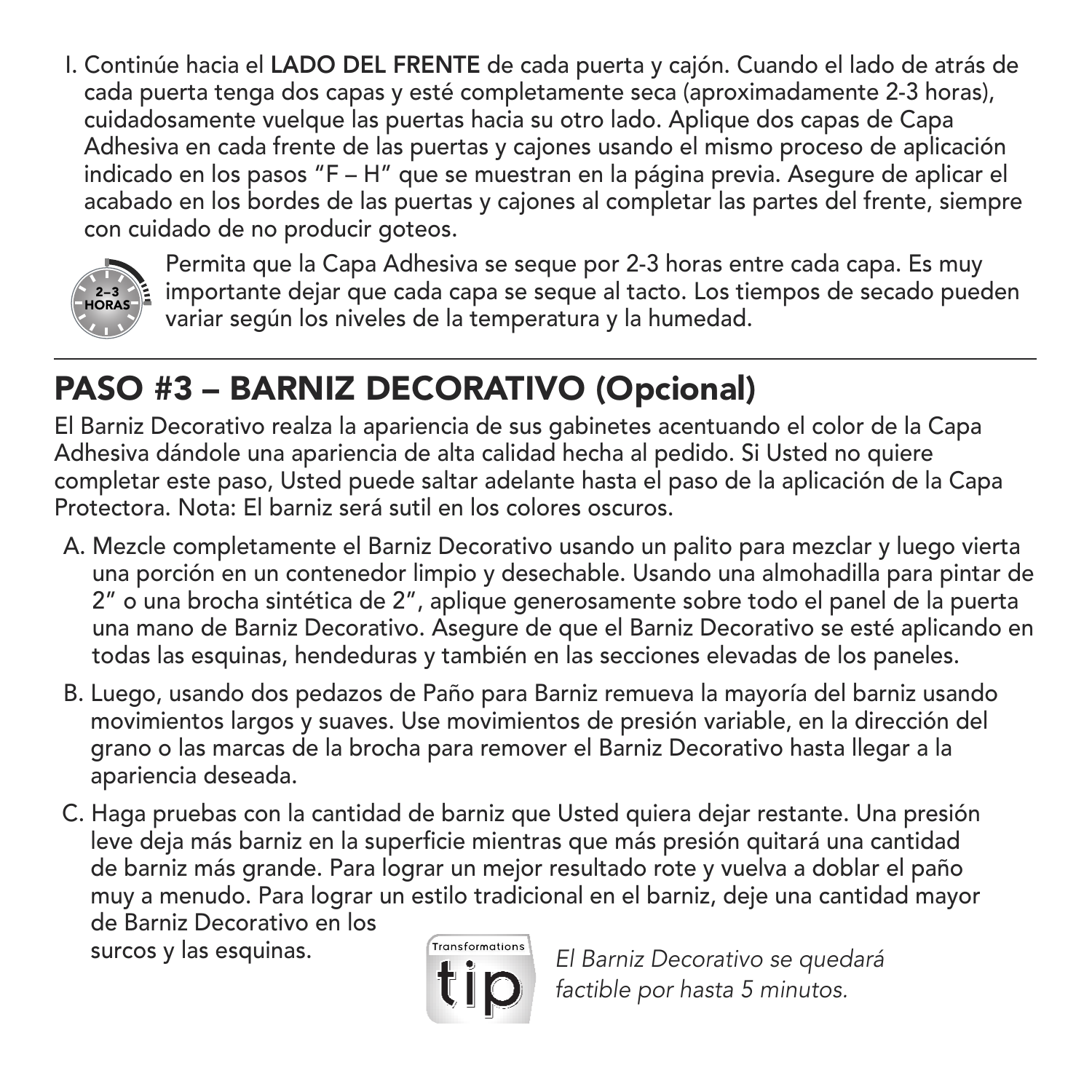I. Continúe hacia el **LADO DEL FRENTE** de cada puerta y cajón. Cuando el lado de atrás de cada puerta tenga dos capas y esté completamente seca (aproximadamente 2-3 horas), cuidadosamente vuelque las puertas hacia su otro lado. Aplique dos capas de Capa Adhesiva en cada frente de las puertas y cajones usando el mismo proceso de aplicación indicado en los pasos "F – H" que se muestran en la página previa. Asegure de aplicar el acabado en los bordes de las puertas y cajones al completar las partes del frente, siempre con cuidado de no producir goteos.

2–3 HORAS

Permita que la Capa Adhesiva se seque por 2-3 horas entre cada capa. Es muy importante dejar que cada capa se seque al tacto. Los tiempos de secado pueden variar según los niveles de la temperatura y la humedad.

## PASO #3 – BARNIZ DECORATIVO (Opcional)

El Barniz Decorativo realza la apariencia de sus gabinetes acentuando el color de la Capa Adhesiva dándole una apariencia de alta calidad hecha al pedido. Si Usted no quiere completar este paso, Usted puede saltar adelante hasta el paso de la aplicación de la Capa Protectora. Nota: El barniz será sutil en los colores oscuros.

A. Mezcle completamente el Barniz Decorativo usando un palito para mezclar y luego vierta una porción en un contenedor limpio y desechable. Usando una almohadilla para pintar de 2" o una brocha sintética de 2", aplique generosamente sobre todo el panel de la puerta una mano de Barniz Decorativo. Asegure de que el Barniz Decorativo se esté aplicando en todas las esquinas, hendeduras y también en las secciones elevadas de los paneles.

B. Luego, usando dos pedazos de Paño para Barniz remueva la mayoría del barniz usando movimientos largos y suaves. Use movimientos de presión variable, en la dirección del grano o las marcas de la brocha para remover el Barniz Decorativo hasta llegar a la apariencia deseada.

C. Haga pruebas con la cantidad de barniz que Usted quiera dejar restante. Una presión leve deja más barniz en la superficie mientras que más presión quitará una cantidad de barniz más grande. Para lograr un mejor resultado rote y vuelva a doblar el paño muy a menudo. Para lograr un estilo tradicional en el barniz, deje una cantidad mayor de Barniz Decorativo en los surcos y las esquinas.

Transformations tip

*El Barniz Decorativo se quedará factible por hasta 5 minutos.*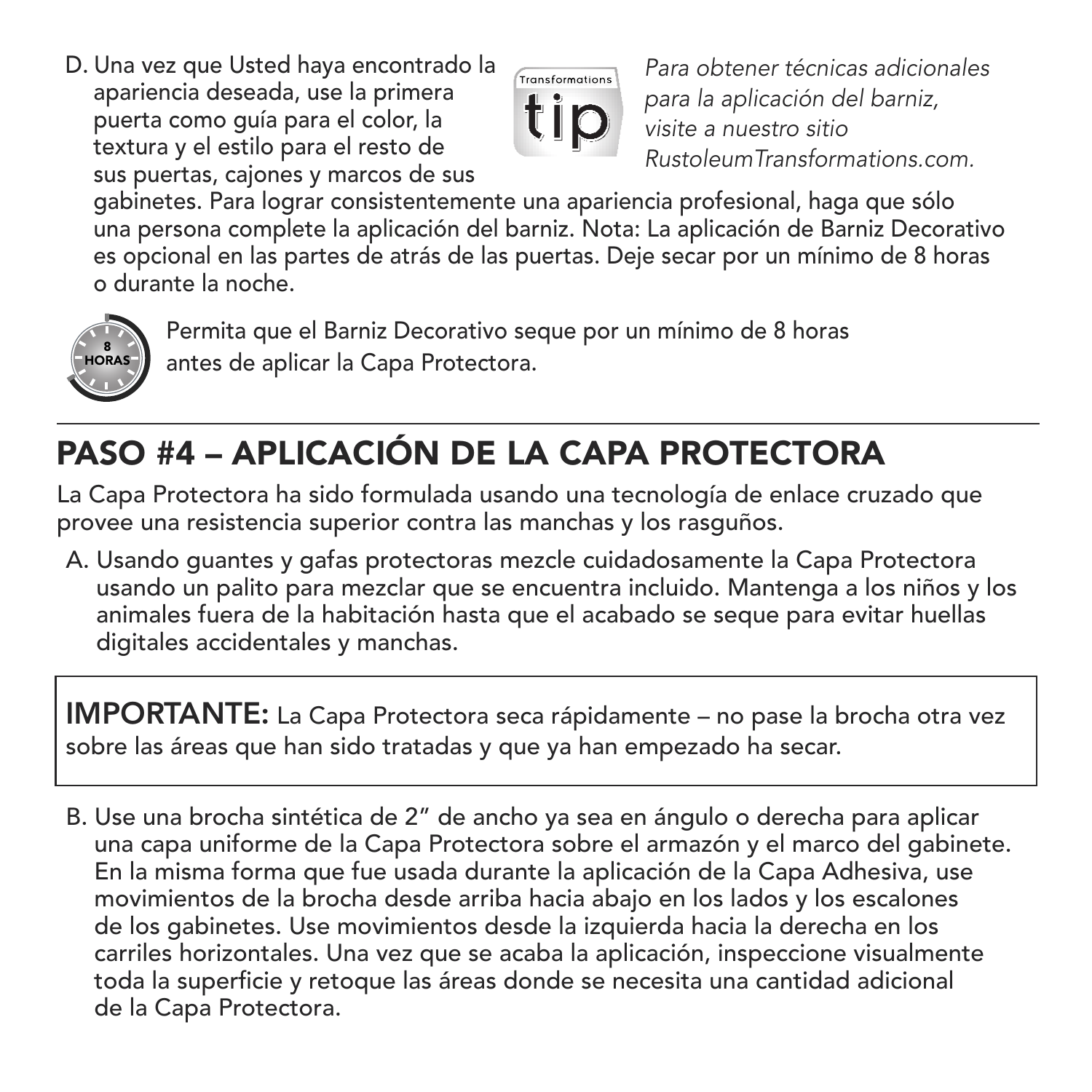D. Una vez que Usted haya encontrado la apariencia deseada, use la primera puerta como guía para el color, la textura y el estilo para el resto de sus puertas, cajones y marcos de sus gabinetes. Para lograr consistentemente una apariencia profesional, haga que sólo una persona complete la aplicación del barniz. Nota: La aplicación de Barniz Decorativo es opcional en las partes de atrás de las puertas. Deje secar por un mínimo de 8 horas o durante la noche.

Transformations tip

*Para obtener técnicas adicionales para la aplicación del barniz, visite a nuestro sitio RustoleumTransformations.com.*

8 HORAS

Permita que el Barniz Decorativo seque por un mínimo de 8 horas antes de aplicar la Capa Protectora.

## PASO #4 – APLICACIÓN DE LA CAPA PROTECTORA

La Capa Protectora ha sido formulada usando una tecnología de enlace cruzado que provee una resistencia superior contra las manchas y los rasguños.

A. Usando guantes y gafas protectoras mezcle cuidadosamente la Capa Protectora usando un palito para mezclar que se encuentra incluido. Mantenga a los niños y los animales fuera de la habitación hasta que el acabado se seque para evitar huellas digitales accidentales y manchas.

**IMPORTANTE:** La Capa Protectora seca rápidamente – no pase la brocha otra vez sobre las áreas que han sido tratadas y que ya han empezado ha secar.

B. Use una brocha sintética de 2" de ancho ya sea en ángulo o derecha para aplicar una capa uniforme de la Capa Protectora sobre el armazón y el marco del gabinete. En la misma forma que fue usada durante la aplicación de la Capa Adhesiva, use movimientos de la brocha desde arriba hacia abajo en los lados y los escalones de los gabinetes. Use movimientos desde la izquierda hacia la derecha en los carriles horizontales. Una vez que se acaba la aplicación, inspeccione visualmente toda la superficie y retoque las áreas donde se necesita una cantidad adicional de la Capa Protectora.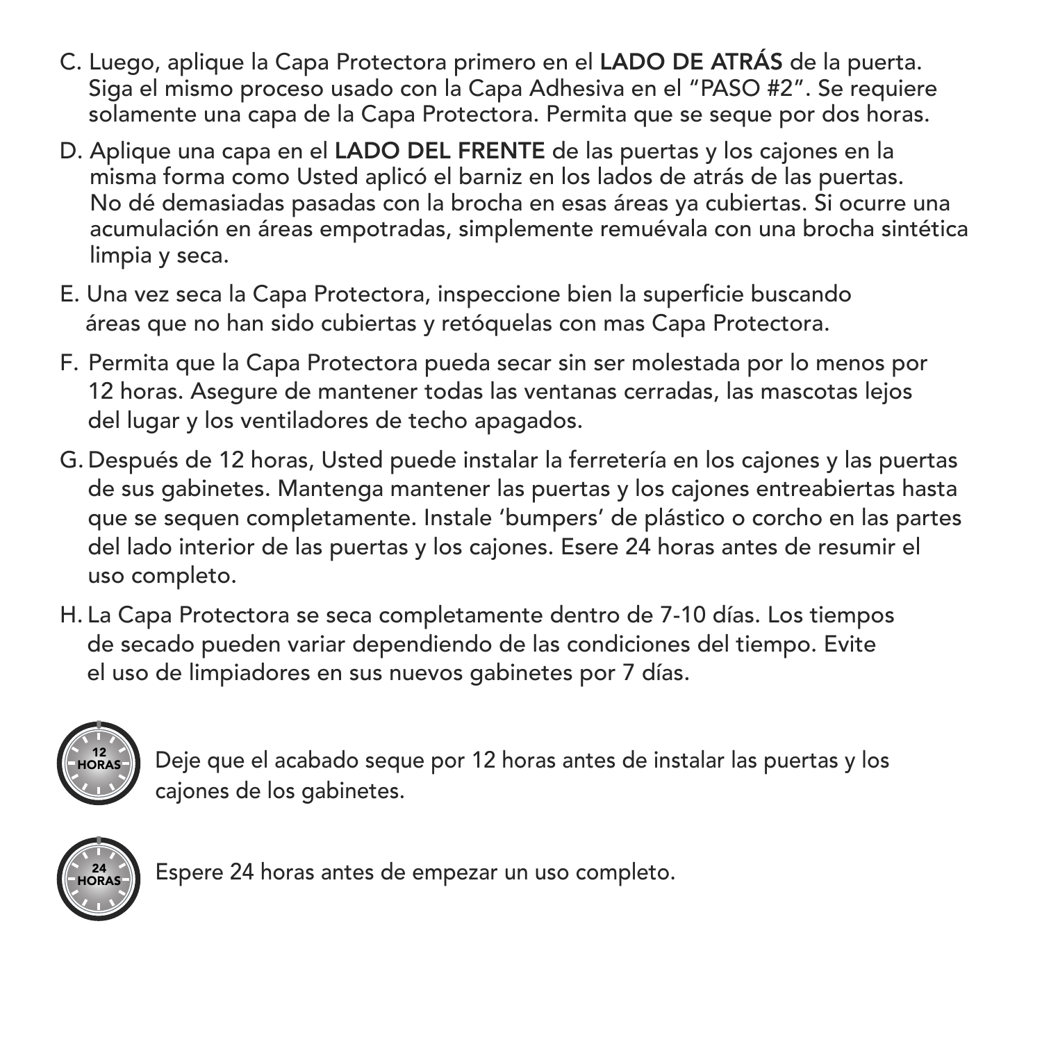C. Luego, aplique la Capa Protectora primero en el **LADO DE ATRÁS** de la puerta. Siga el mismo proceso usado con la Capa Adhesiva en el "PASO #2". Se requiere solamente una capa de la Capa Protectora. Permita que se seque por dos horas.

D. Aplique una capa en el **LADO DEL FRENTE** de las puertas y los cajones en la misma forma como Usted aplicó el barniz en los lados de atrás de las puertas. No dé demasiadas pasadas con la brocha en esas áreas ya cubiertas. Si ocurre una acumulación en áreas empotradas, simplemente remuévala con una brocha sintética limpia y seca.

E. Una vez seca la Capa Protectora, inspeccione bien la superficie buscando áreas que no han sido cubiertas y retóquelas con mas Capa Protectora.

F. Permita que la Capa Protectora pueda secar sin ser molestada por lo menos por 12 horas. Asegure de mantener todas las ventanas cerradas, las mascotas lejos del lugar y los ventiladores de techo apagados.

G. Después de 12 horas, Usted puede instalar la ferretería en los cajones y las puertas de sus gabinetes. Mantenga mantener las puertas y los cajones entreabiertas hasta que se sequen completamente. Instale 'bumpers' de plástico o corcho en las partes del lado interior de las puertas y los cajones. Esere 24 horas antes de resumir el uso completo.

H. La Capa Protectora se seca completamente dentro de 7-10 días. Los tiempos de secado pueden variar dependiendo de las condiciones del tiempo. Evite el uso de limpiadores en sus nuevos gabinetes por 7 días.

12 HORAS — Deje que el acabado seque por 12 horas antes de instalar las puertas y los cajones de los gabinetes.

24 HORAS — Espere 24 horas antes de empezar un uso completo.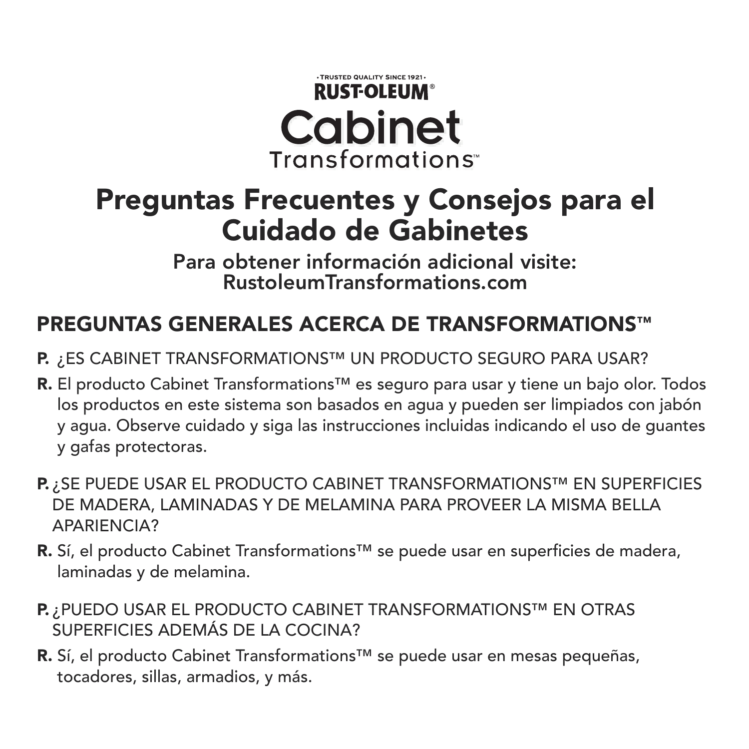·TRUSTED QUALITY SINCE 1921·
**RUST-OLEUM®**
# Cabinet
Transformations™

## Preguntas Frecuentes y Consejos para el Cuidado de Gabinetes

**Para obtener información adicional visite:**
**RustoleumTransformations.com**

## PREGUNTAS GENERALES ACERCA DE TRANSFORMATIONS™

**P.** ¿ES CABINET TRANSFORMATIONS™ UN PRODUCTO SEGURO PARA USAR?

**R.** El producto Cabinet Transformations™ es seguro para usar y tiene un bajo olor. Todos los productos en este sistema son basados en agua y pueden ser limpiados con jabón y agua. Observe cuidado y siga las instrucciones incluidas indicando el uso de guantes y gafas protectoras.

**P.** ¿SE PUEDE USAR EL PRODUCTO CABINET TRANSFORMATIONS™ EN SUPERFICIES DE MADERA, LAMINADAS Y DE MELAMINA PARA PROVEER LA MISMA BELLA APARIENCIA?

**R.** Sí, el producto Cabinet Transformations™ se puede usar en superficies de madera, laminadas y de melamina.

**P.** ¿PUEDO USAR EL PRODUCTO CABINET TRANSFORMATIONS™ EN OTRAS SUPERFICIES ADEMÁS DE LA COCINA?

**R.** Sí, el producto Cabinet Transformations™ se puede usar en mesas pequeñas, tocadores, sillas, armadios, y más.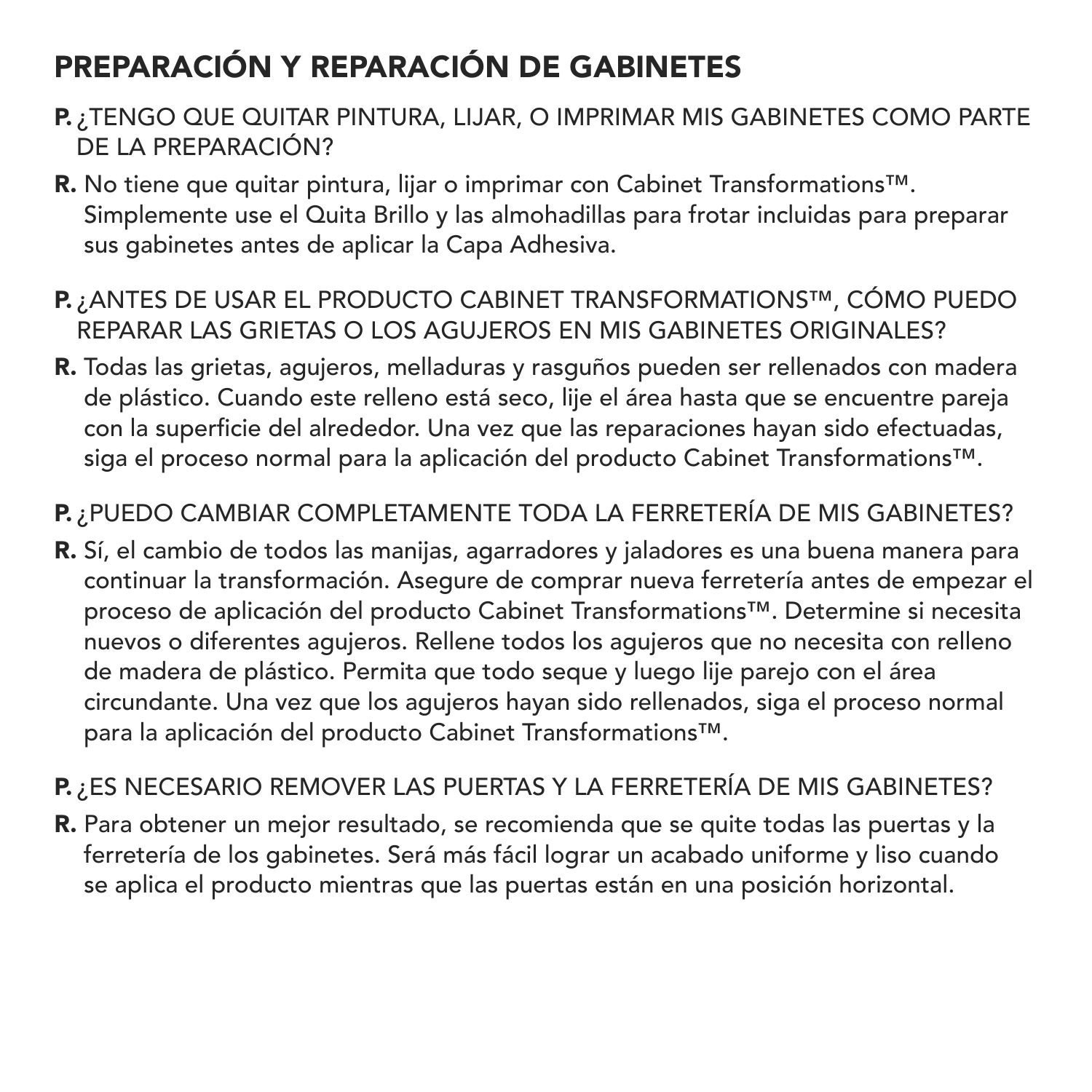## PREPARACIÓN Y REPARACIÓN DE GABINETES

**P.** ¿TENGO QUE QUITAR PINTURA, LIJAR, O IMPRIMAR MIS GABINETES COMO PARTE DE LA PREPARACIÓN?

**R.** No tiene que quitar pintura, lijar o imprimar con Cabinet Transformations™. Simplemente use el Quita Brillo y las almohadillas para frotar incluidas para preparar sus gabinetes antes de aplicar la Capa Adhesiva.

**P.** ¿ANTES DE USAR EL PRODUCTO CABINET TRANSFORMATIONS™, CÓMO PUEDO REPARAR LAS GRIETAS O LOS AGUJEROS EN MIS GABINETES ORIGINALES?

**R.** Todas las grietas, agujeros, melladuras y rasguños pueden ser rellenados con madera de plástico. Cuando este relleno está seco, lije el área hasta que se encuentre pareja con la superficie del alrededor. Una vez que las reparaciones hayan sido efectuadas, siga el proceso normal para la aplicación del producto Cabinet Transformations™.

**P.** ¿PUEDO CAMBIAR COMPLETAMENTE TODA LA FERRETERÍA DE MIS GABINETES?

**R.** Sí, el cambio de todos las manijas, agarradores y jaladores es una buena manera para continuar la transformación. Asegure de comprar nueva ferretería antes de empezar el proceso de aplicación del producto Cabinet Transformations™. Determine si necesita nuevos o diferentes agujeros. Rellene todos los agujeros que no necesita con relleno de madera de plástico. Permita que todo seque y luego lije parejo con el área circundante. Una vez que los agujeros hayan sido rellenados, siga el proceso normal para la aplicación del producto Cabinet Transformations™.

**P.** ¿ES NECESARIO REMOVER LAS PUERTAS Y LA FERRETERÍA DE MIS GABINETES?

**R.** Para obtener un mejor resultado, se recomienda que se quite todas las puertas y la ferretería de los gabinetes. Será más fácil lograr un acabado uniforme y liso cuando se aplica el producto mientras que las puertas están en una posición horizontal.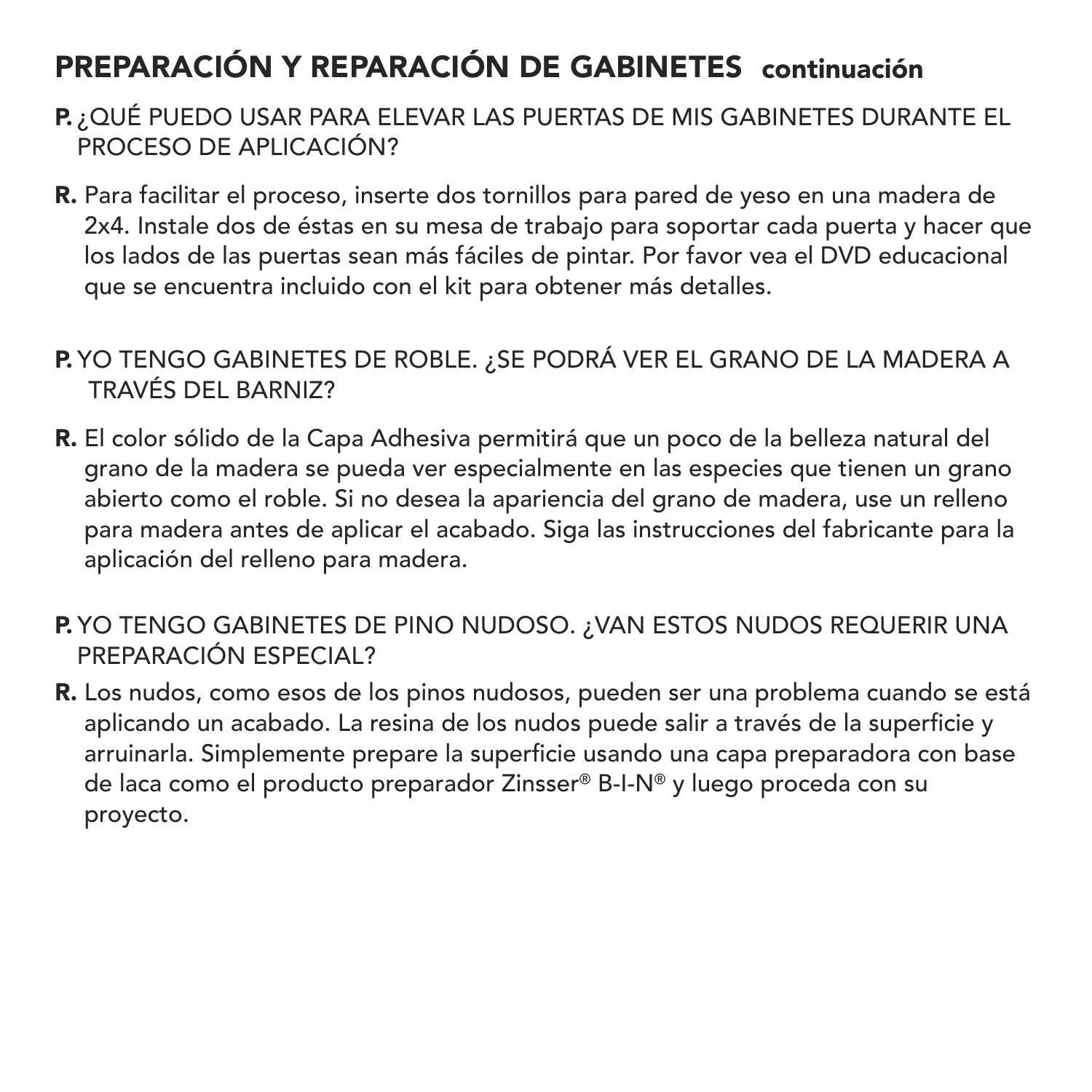## PREPARACIÓN Y REPARACIÓN DE GABINETES continuación

**P.** ¿QUÉ PUEDO USAR PARA ELEVAR LAS PUERTAS DE MIS GABINETES DURANTE EL PROCESO DE APLICACIÓN?

**R.** Para facilitar el proceso, inserte dos tornillos para pared de yeso en una madera de 2x4. Instale dos de éstas en su mesa de trabajo para soportar cada puerta y hacer que los lados de las puertas sean más fáciles de pintar. Por favor vea el DVD educacional que se encuentra incluido con el kit para obtener más detalles.

**P.** YO TENGO GABINETES DE ROBLE. ¿SE PODRÁ VER EL GRANO DE LA MADERA A TRAVÉS DEL BARNIZ?

**R.** El color sólido de la Capa Adhesiva permitirá que un poco de la belleza natural del grano de la madera se pueda ver especialmente en las especies que tienen un grano abierto como el roble. Si no desea la apariencia del grano de madera, use un relleno para madera antes de aplicar el acabado. Siga las instrucciones del fabricante para la aplicación del relleno para madera.

**P.** YO TENGO GABINETES DE PINO NUDOSO. ¿VAN ESTOS NUDOS REQUERIR UNA PREPARACIÓN ESPECIAL?

**R.** Los nudos, como esos de los pinos nudosos, pueden ser una problema cuando se está aplicando un acabado. La resina de los nudos puede salir a través de la superficie y arruinarla. Simplemente prepare la superficie usando una capa preparadora con base de laca como el producto preparador Zinsser® B-I-N® y luego proceda con su proyecto.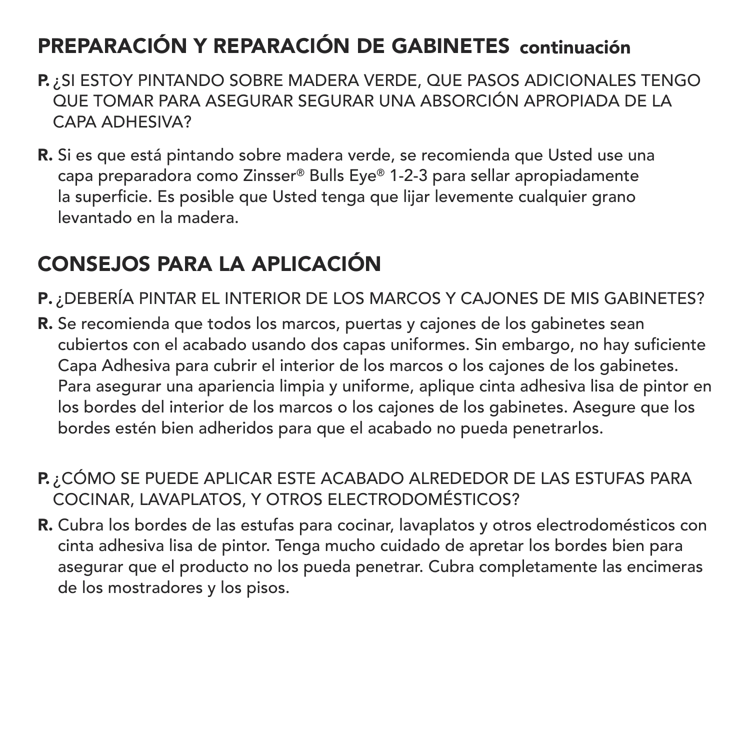## PREPARACIÓN Y REPARACIÓN DE GABINETES continuación

**P.** ¿SI ESTOY PINTANDO SOBRE MADERA VERDE, QUE PASOS ADICIONALES TENGO QUE TOMAR PARA ASEGURAR SEGURAR UNA ABSORCIÓN APROPIADA DE LA CAPA ADHESIVA?

**R.** Si es que está pintando sobre madera verde, se recomienda que Usted use una capa preparadora como Zinsser® Bulls Eye® 1-2-3 para sellar apropiadamente la superficie. Es posible que Usted tenga que lijar levemente cualquier grano levantado en la madera.

## CONSEJOS PARA LA APLICACIÓN

**P.** ¿DEBERÍA PINTAR EL INTERIOR DE LOS MARCOS Y CAJONES DE MIS GABINETES?

**R.** Se recomienda que todos los marcos, puertas y cajones de los gabinetes sean cubiertos con el acabado usando dos capas uniformes. Sin embargo, no hay suficiente Capa Adhesiva para cubrir el interior de los marcos o los cajones de los gabinetes. Para asegurar una apariencia limpia y uniforme, aplique cinta adhesiva lisa de pintor en los bordes del interior de los marcos o los cajones de los gabinetes. Asegure que los bordes estén bien adheridos para que el acabado no pueda penetrarlos.

**P.** ¿CÓMO SE PUEDE APLICAR ESTE ACABADO ALREDEDOR DE LAS ESTUFAS PARA COCINAR, LAVAPLATOS, Y OTROS ELECTRODOMÉSTICOS?

**R.** Cubra los bordes de las estufas para cocinar, lavaplatos y otros electrodomésticos con cinta adhesiva lisa de pintor. Tenga mucho cuidado de apretar los bordes bien para asegurar que el producto no los pueda penetrar. Cubra completamente las encimeras de los mostradores y los pisos.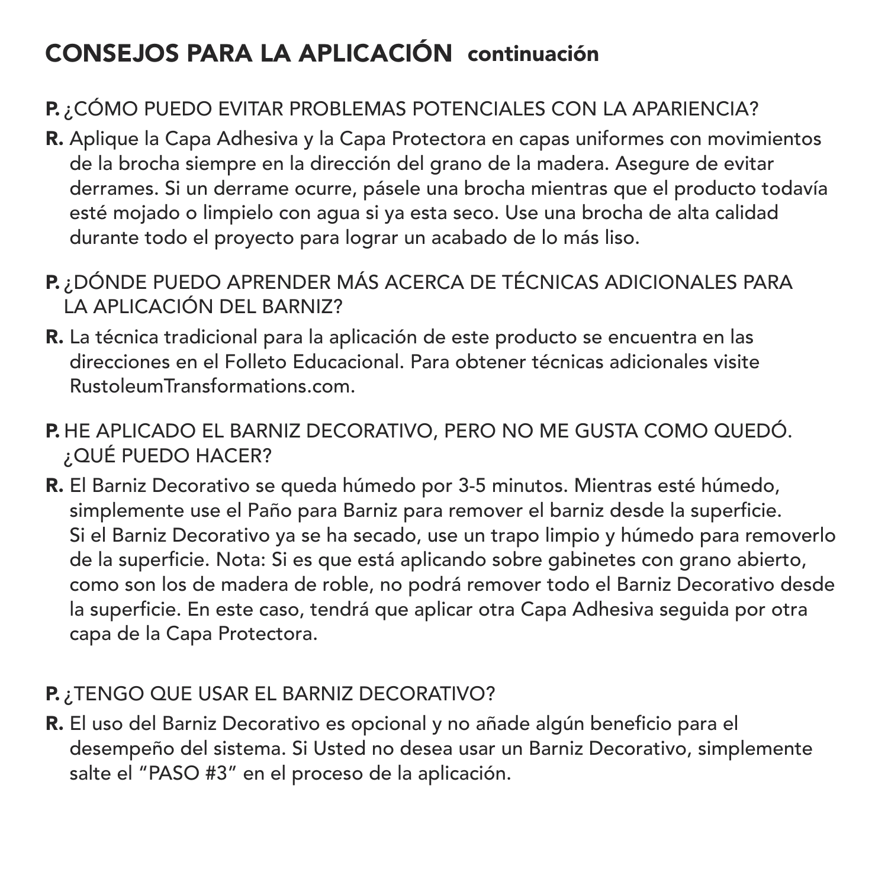## CONSEJOS PARA LA APLICACIÓN continuación

**P.** ¿CÓMO PUEDO EVITAR PROBLEMAS POTENCIALES CON LA APARIENCIA?

**R.** Aplique la Capa Adhesiva y la Capa Protectora en capas uniformes con movimientos de la brocha siempre en la dirección del grano de la madera. Asegure de evitar derrames. Si un derrame ocurre, pásele una brocha mientras que el producto todavía esté mojado o limpielo con agua si ya esta seco. Use una brocha de alta calidad durante todo el proyecto para lograr un acabado de lo más liso.

**P.** ¿DÓNDE PUEDO APRENDER MÁS ACERCA DE TÉCNICAS ADICIONALES PARA LA APLICACIÓN DEL BARNIZ?

**R.** La técnica tradicional para la aplicación de este producto se encuentra en las direcciones en el Folleto Educacional. Para obtener técnicas adicionales visite RustoleumTransformations.com.

**P.** HE APLICADO EL BARNIZ DECORATIVO, PERO NO ME GUSTA COMO QUEDÓ. ¿QUÉ PUEDO HACER?

**R.** El Barniz Decorativo se queda húmedo por 3-5 minutos. Mientras esté húmedo, simplemente use el Paño para Barniz para remover el barniz desde la superficie. Si el Barniz Decorativo ya se ha secado, use un trapo limpio y húmedo para removerlo de la superficie. Nota: Si es que está aplicando sobre gabinetes con grano abierto, como son los de madera de roble, no podrá remover todo el Barniz Decorativo desde la superficie. En este caso, tendrá que aplicar otra Capa Adhesiva seguida por otra capa de la Capa Protectora.

**P.** ¿TENGO QUE USAR EL BARNIZ DECORATIVO?

**R.** El uso del Barniz Decorativo es opcional y no añade algún beneficio para el desempeño del sistema. Si Usted no desea usar un Barniz Decorativo, simplemente salte el "PASO #3" en el proceso de la aplicación.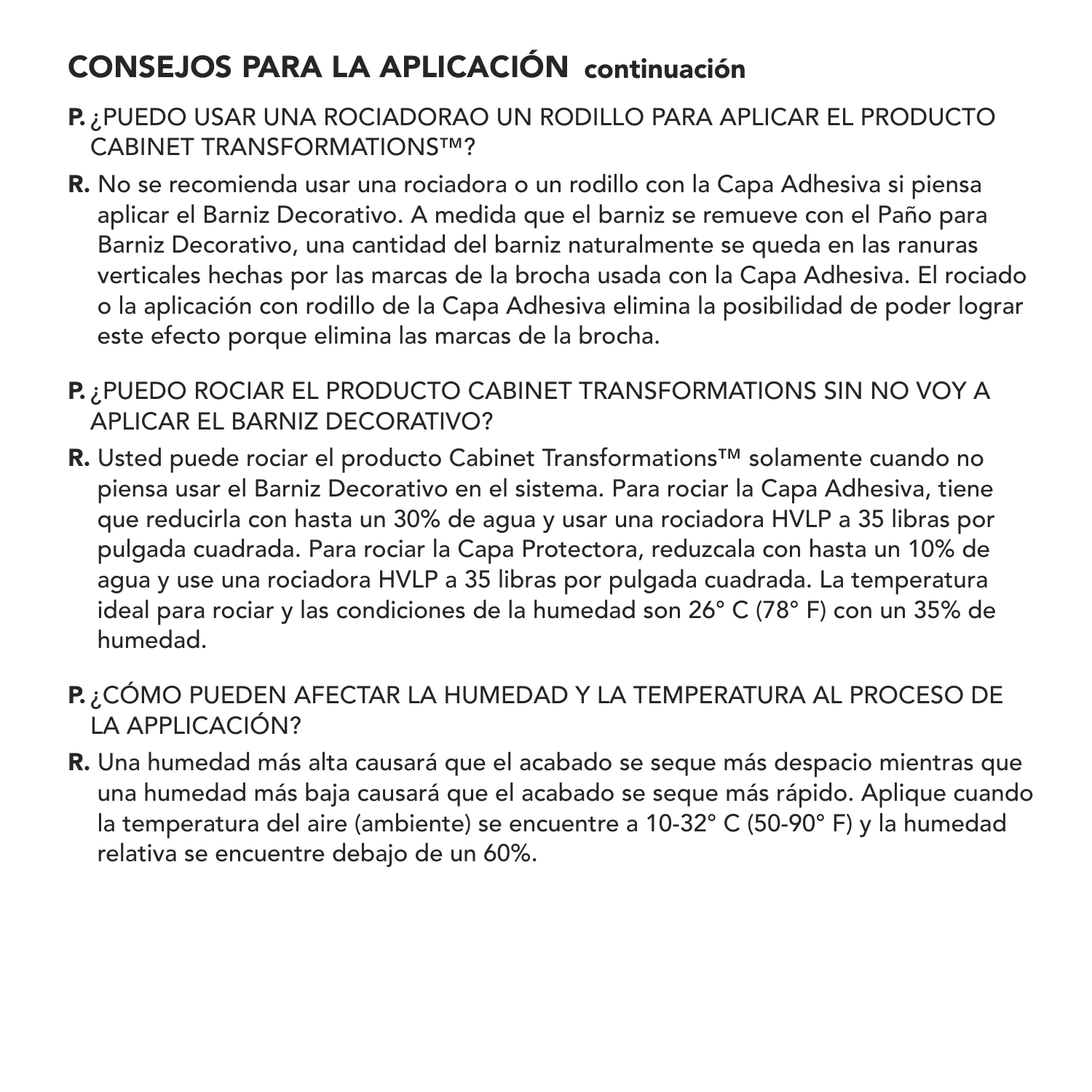## CONSEJOS PARA LA APLICACIÓN continuación

**P.** ¿PUEDO USAR UNA ROCIADORAO UN RODILLO PARA APLICAR EL PRODUCTO CABINET TRANSFORMATIONS™?

**R.** No se recomienda usar una rociadora o un rodillo con la Capa Adhesiva si piensa aplicar el Barniz Decorativo. A medida que el barniz se remueve con el Paño para Barniz Decorativo, una cantidad del barniz naturalmente se queda en las ranuras verticales hechas por las marcas de la brocha usada con la Capa Adhesiva. El rociado o la aplicación con rodillo de la Capa Adhesiva elimina la posibilidad de poder lograr este efecto porque elimina las marcas de la brocha.

**P.** ¿PUEDO ROCIAR EL PRODUCTO CABINET TRANSFORMATIONS SIN NO VOY A APLICAR EL BARNIZ DECORATIVO?

**R.** Usted puede rociar el producto Cabinet Transformations™ solamente cuando no piensa usar el Barniz Decorativo en el sistema. Para rociar la Capa Adhesiva, tiene que reducirla con hasta un 30% de agua y usar una rociadora HVLP a 35 libras por pulgada cuadrada. Para rociar la Capa Protectora, reduzcala con hasta un 10% de agua y use una rociadora HVLP a 35 libras por pulgada cuadrada. La temperatura ideal para rociar y las condiciones de la humedad son 26° C (78° F) con un 35% de humedad.

**P.** ¿CÓMO PUEDEN AFECTAR LA HUMEDAD Y LA TEMPERATURA AL PROCESO DE LA APPLICACIÓN?

**R.** Una humedad más alta causará que el acabado se seque más despacio mientras que una humedad más baja causará que el acabado se seque más rápido. Aplique cuando la temperatura del aire (ambiente) se encuentre a 10-32° C (50-90° F) y la humedad relativa se encuentre debajo de un 60%.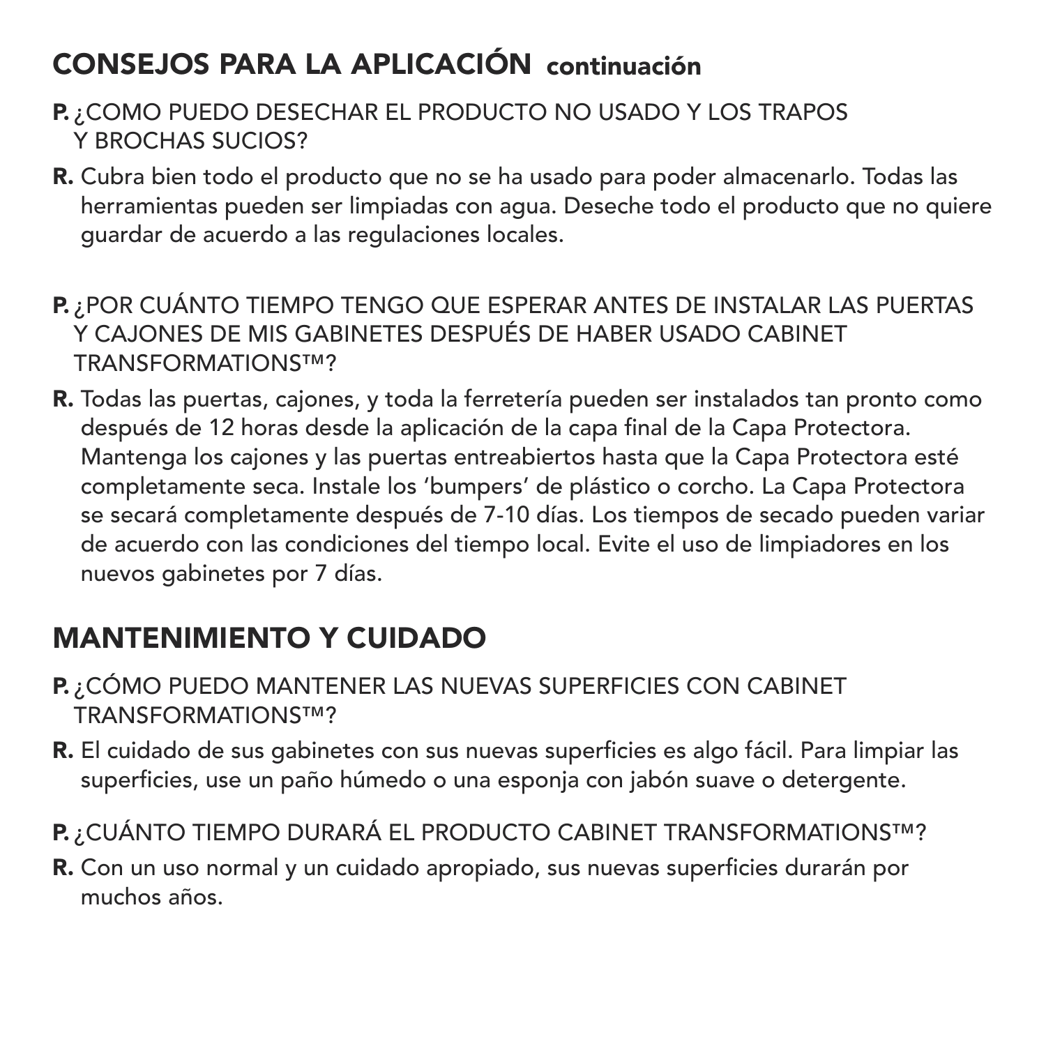## CONSEJOS PARA LA APLICACIÓN continuación

**P.** ¿COMO PUEDO DESECHAR EL PRODUCTO NO USADO Y LOS TRAPOS Y BROCHAS SUCIOS?

**R.** Cubra bien todo el producto que no se ha usado para poder almacenarlo. Todas las herramientas pueden ser limpiadas con agua. Deseche todo el producto que no quiere guardar de acuerdo a las regulaciones locales.

**P.** ¿POR CUÁNTO TIEMPO TENGO QUE ESPERAR ANTES DE INSTALAR LAS PUERTAS Y CAJONES DE MIS GABINETES DESPUÉS DE HABER USADO CABINET TRANSFORMATIONS™?

**R.** Todas las puertas, cajones, y toda la ferretería pueden ser instalados tan pronto como después de 12 horas desde la aplicación de la capa final de la Capa Protectora. Mantenga los cajones y las puertas entreabiertos hasta que la Capa Protectora esté completamente seca. Instale los 'bumpers' de plástico o corcho. La Capa Protectora se secará completamente después de 7-10 días. Los tiempos de secado pueden variar de acuerdo con las condiciones del tiempo local. Evite el uso de limpiadores en los nuevos gabinetes por 7 días.

## MANTENIMIENTO Y CUIDADO

**P.** ¿CÓMO PUEDO MANTENER LAS NUEVAS SUPERFICIES CON CABINET TRANSFORMATIONS™?

**R.** El cuidado de sus gabinetes con sus nuevas superficies es algo fácil. Para limpiar las superficies, use un paño húmedo o una esponja con jabón suave o detergente.

**P.** ¿CUÁNTO TIEMPO DURARÁ EL PRODUCTO CABINET TRANSFORMATIONS™?

**R.** Con un uso normal y un cuidado apropiado, sus nuevas superficies durarán por muchos años.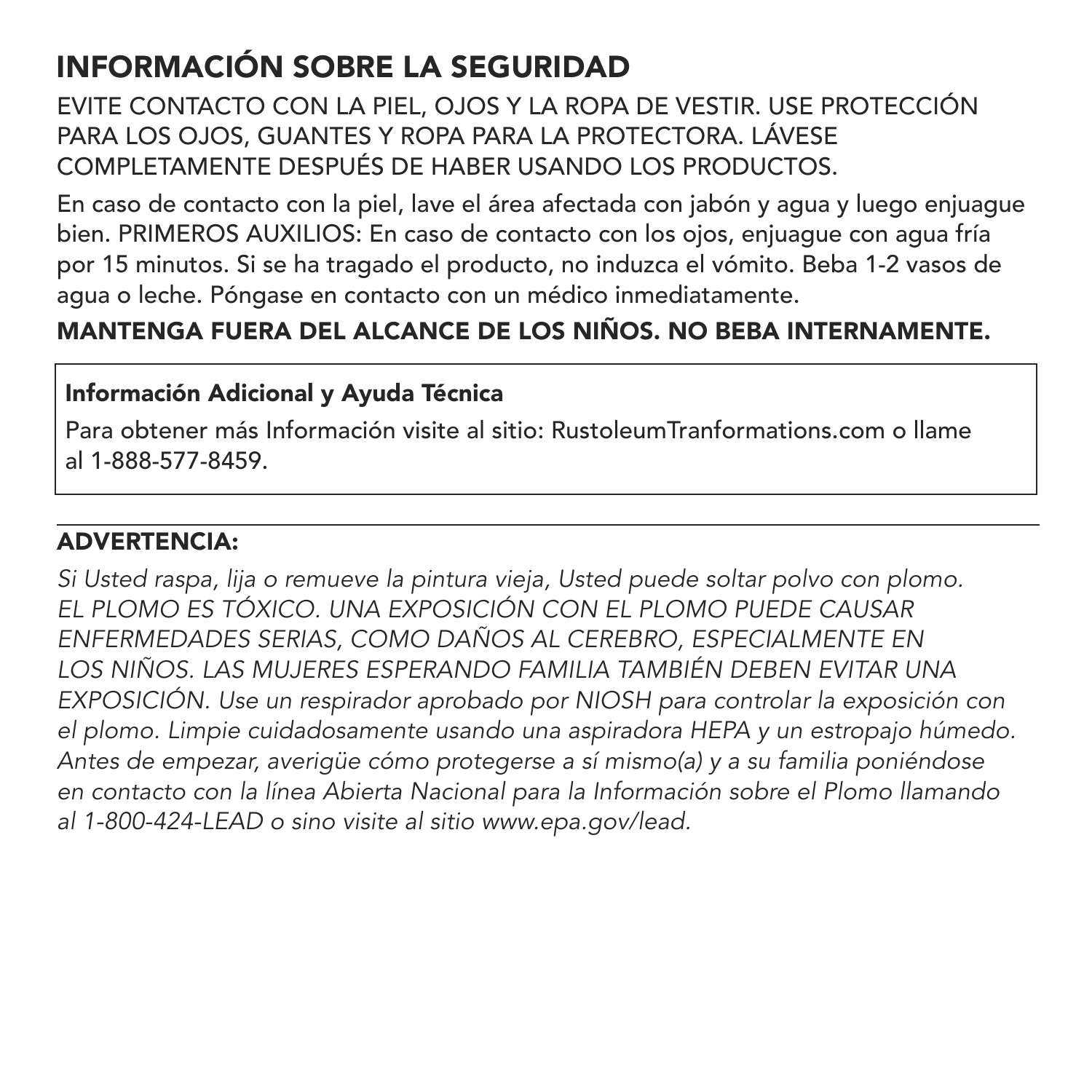## INFORMACIÓN SOBRE LA SEGURIDAD

EVITE CONTACTO CON LA PIEL, OJOS Y LA ROPA DE VESTIR. USE PROTECCIÓN PARA LOS OJOS, GUANTES Y ROPA PARA LA PROTECTORA. LÁVESE COMPLETAMENTE DESPUÉS DE HABER USANDO LOS PRODUCTOS.

En caso de contacto con la piel, lave el área afectada con jabón y agua y luego enjuague bien. PRIMEROS AUXILIOS: En caso de contacto con los ojos, enjuague con agua fría por 15 minutos. Si se ha tragado el producto, no induzca el vómito. Beba 1-2 vasos de agua o leche. Póngase en contacto con un médico inmediatamente.

**MANTENGA FUERA DEL ALCANCE DE LOS NIÑOS. NO BEBA INTERNAMENTE.**

**Información Adicional y Ayuda Técnica**

Para obtener más Información visite al sitio: RustoleumTranformations.com o llame al 1-888-577-8459.

**ADVERTENCIA:**

*Si Usted raspa, lija o remueve la pintura vieja, Usted puede soltar polvo con plomo. EL PLOMO ES TÓXICO. UNA EXPOSICIÓN CON EL PLOMO PUEDE CAUSAR ENFERMEDADES SERIAS, COMO DAÑOS AL CEREBRO, ESPECIALMENTE EN LOS NIÑOS. LAS MUJERES ESPERANDO FAMILIA TAMBIÉN DEBEN EVITAR UNA EXPOSICIÓN. Use un respirador aprobado por NIOSH para controlar la exposición con el plomo. Limpie cuidadosamente usando una aspiradora HEPA y un estropajo húmedo. Antes de empezar, averigüe cómo protegerse a sí mismo(a) y a su familia poniéndose en contacto con la línea Abierta Nacional para la Información sobre el Plomo llamando al 1-800-424-LEAD o sino visite al sitio www.epa.gov/lead.*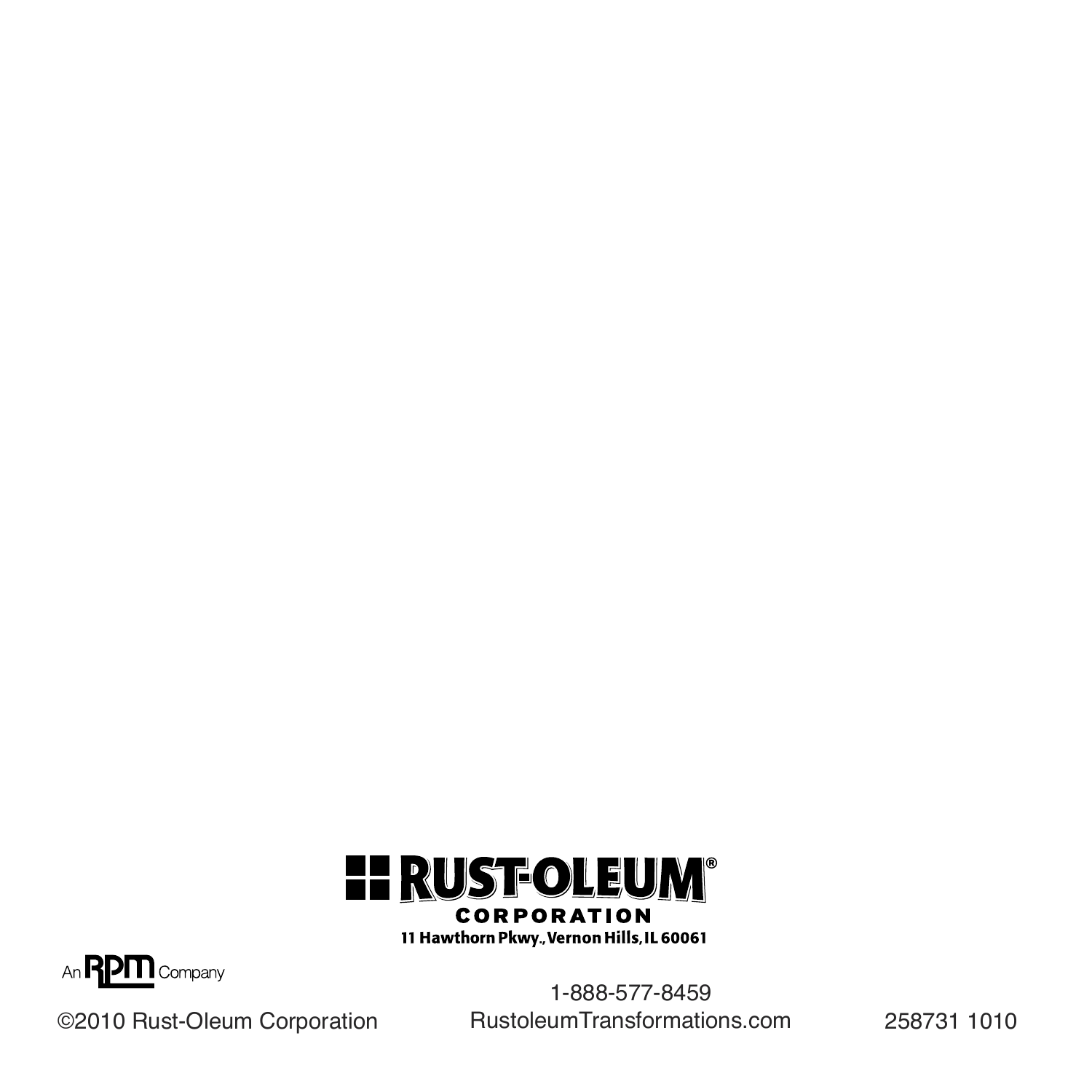RUST-OLEUM®

CORPORATION

11 Hawthorn Pkwy., Vernon Hills, IL 60061

An RPM Company

©2010 Rust-Oleum Corporation

1-888-577-8459

RustoleumTransformations.com

258731 1010